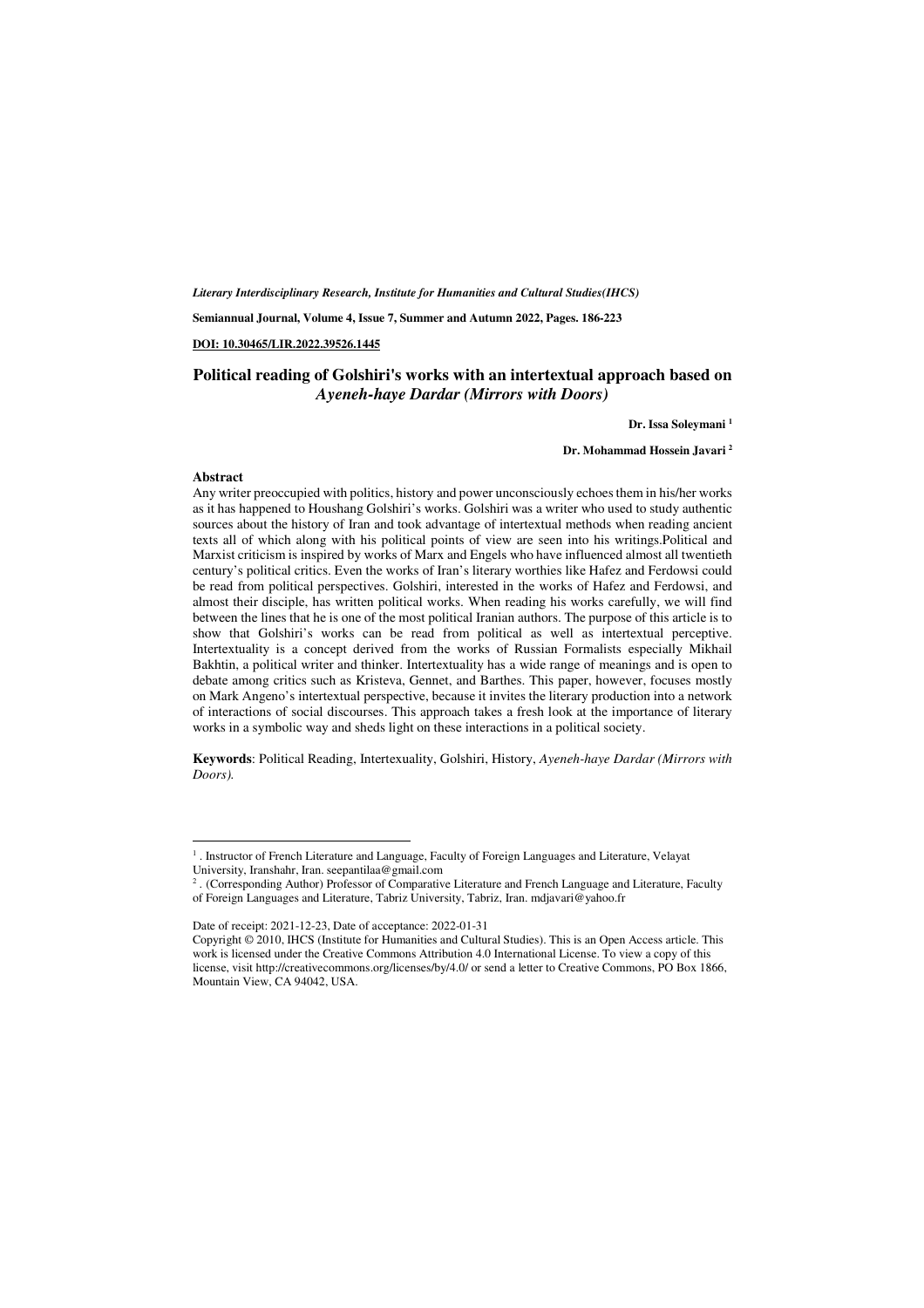*Literary Interdisciplinary Research, Institute for Humanities and Cultural Studies(IHCS)*

**Semiannual Journal, Volume 4, Issue 7, Summer and Autumn 2022, Pages. 186-223**

**DOI: 10.30465/LIR.2022.39526.1445**

# Political reading of Golshiri's works with an intertextual approach based on *Ayeneh-haye Dardar (Mirrors with Doors)*

**Dr. Issa Soleymani [1]**

**Dr. Mohammad Hossein Javari [2]**

## Abstract

Any writer preoccupied with politics, history and power unconsciously echoes them in his/her works as it has happened to Houshang Golshiri's works. Golshiri was a writer who used to study authentic sources about the history of Iran and took advantage of intertextual methods when reading ancient texts all of which along with his political points of view are seen into his writings.Political and Marxist criticism is inspired by works of Marx and Engels who have influenced almost all twentieth century's political critics. Even the works of Iran's literary worthies like Hafez and Ferdowsi could be read from political perspectives. Golshiri, interested in the works of Hafez and Ferdowsi, and almost their disciple, has written political works. When reading his works carefully, we will find between the lines that he is one of the most political Iranian authors. The purpose of this article is to show that Golshiri's works can be read from political as well as intertextual perceptive. Intertextuality is a concept derived from the works of Russian Formalists especially Mikhail Bakhtin, a political writer and thinker. Intertextuality has a wide range of meanings and is open to debate among critics such as Kristeva, Gennet, and Barthes. This paper, however, focuses mostly on Mark Angeno's intertextual perspective, because it invites the literary production into a network of interactions of social discourses. This approach takes a fresh look at the importance of literary works in a symbolic way and sheds light on these interactions in a political society.

**Keywords**: Political Reading, Intertexuality, Golshiri, History, *Ayeneh-haye Dardar (Mirrors with Doors).*

---

[1] . Instructor of French Literature and Language, Faculty of Foreign Languages and Literature, Velayat University, Iranshahr, Iran. seepantilaa@gmail.com

[2] . (Corresponding Author) Professor of Comparative Literature and French Language and Literature, Faculty of Foreign Languages and Literature, Tabriz University, Tabriz, Iran. mdjavari@yahoo.fr

Date of receipt: 2021-12-23, Date of acceptance: 2022-01-31

Copyright © 2010, IHCS (Institute for Humanities and Cultural Studies). This is an Open Access article. This work is licensed under the Creative Commons Attribution 4.0 International License. To view a copy of this license, visit http://creativecommons.org/licenses/by/4.0/ or send a letter to Creative Commons, PO Box 1866, Mountain View, CA 94042, USA.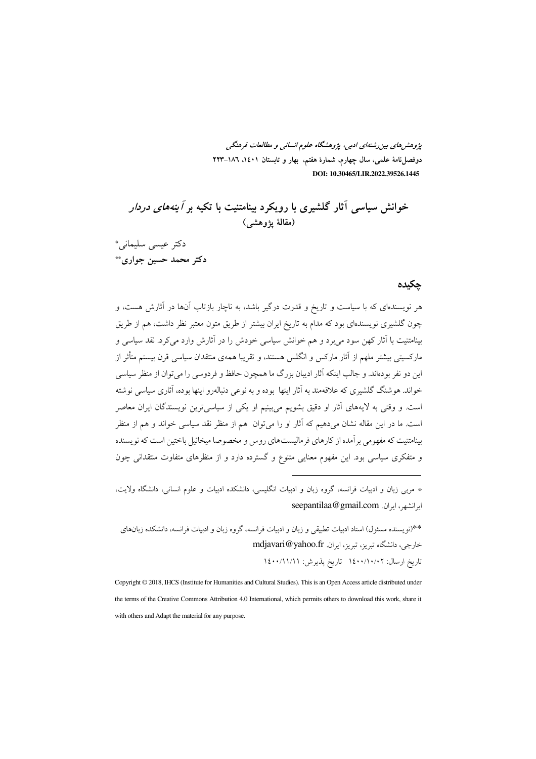*پژوهش‌های بین‌رشته‌ای ادبی، پژوهشگاه علوم انسانی و مطالعات فرهنگی*
**دوفصل‌نامهٔ علمی، سال چهارم، شمارهٔ هفتم، بهار و تابستان ۱۴۰۱، ۱۸۶–۲۲۳**
**DOI: 10.30465/LIR.2022.39526.1445**

# خوانش سیاسی آثار گلشیری با رویکرد بینامتنیت با تکیه بر *آینه‌های دردار*
**(مقالهٔ پژوهشی)**

دکتر عیسی سلیمانی*
**دکتر محمد حسین جواری****

## چکیده

هر نویسنده‌ای که با سیاست و تاریخ و قدرت درگیر باشد، به ناچار بازتاب آن‌ها در آثارش هست، و چون گلشیری نویسنده‌ای بود که مدام به تاریخ ایران بیشتر از طریق متون معتبر نظر داشت، هم از طریق بینامتنیت با آثار کهن سود می‌برد و هم خوانش سیاسی خودش را در آثارش وارد می‌کرد. نقد سیاسی و مارکسیتی بیشتر ملهم از آثار مارکس و انگلس هستند، و تقریبا همه‌ی منتقدان سیاسی قرن بیستم متأثر از این دو نفر بوده‌اند. و جالب اینکه آثار ادیبان بزرگ ما همچون حافظ و فردوسی را می‌توان از منظر سیاسی خواند. هوشنگ گلشیری که علاقه‌مند به آثار اینها بوده و به نوعی دنباله‌رو اینها بوده، آثاری سیاسی نوشته است. و وقتی به لایه‌های آثار او دقیق بشویم می‌بینیم او یکی از سیاسی‌ترین نویسندگان ایران معاصر است. ما در این مقاله نشان می‌دهیم که آثار او را می‌توان هم از منظر نقد سیاسی خواند و هم از منظر بینامتنیت که مفهومی برآمده از کارهای فرمالیست‌های روس و مخصوصا میخائیل باختین است که نویسنده و متفکری سیاسی بود. این مفهوم معنایی متنوع و گسترده دارد و از منظرهای متفاوت منتقدانی چون

---

* مربی زبان و ادبیات فرانسه، گروه زبان و ادبیات انگلیسی، دانشکده ادبیات و علوم انسانی، دانشگاه ولایت، ایرانشهر، ایران. seepantilaa@gmail.com

**(نویسنده مسئول) استاد ادبیات تطبیقی و زبان و ادبیات فرانسه، گروه زبان و ادبیات فرانسه، دانشکده زبان‌های خارجی، دانشگاه تبریز، تبریز، ایران. mdjavari@yahoo.fr

تاریخ ارسال: ۱۴۰۰/۱۰/۰۲ تاریخ پذیرش: ۱۴۰۰/۱۱/۱۱

Copyright © 2018, IHCS (Institute for Humanities and Cultural Studies). This is an Open Access article distributed under the terms of the Creative Commons Attribution 4.0 International, which permits others to download this work, share it with others and Adapt the material for any purpose.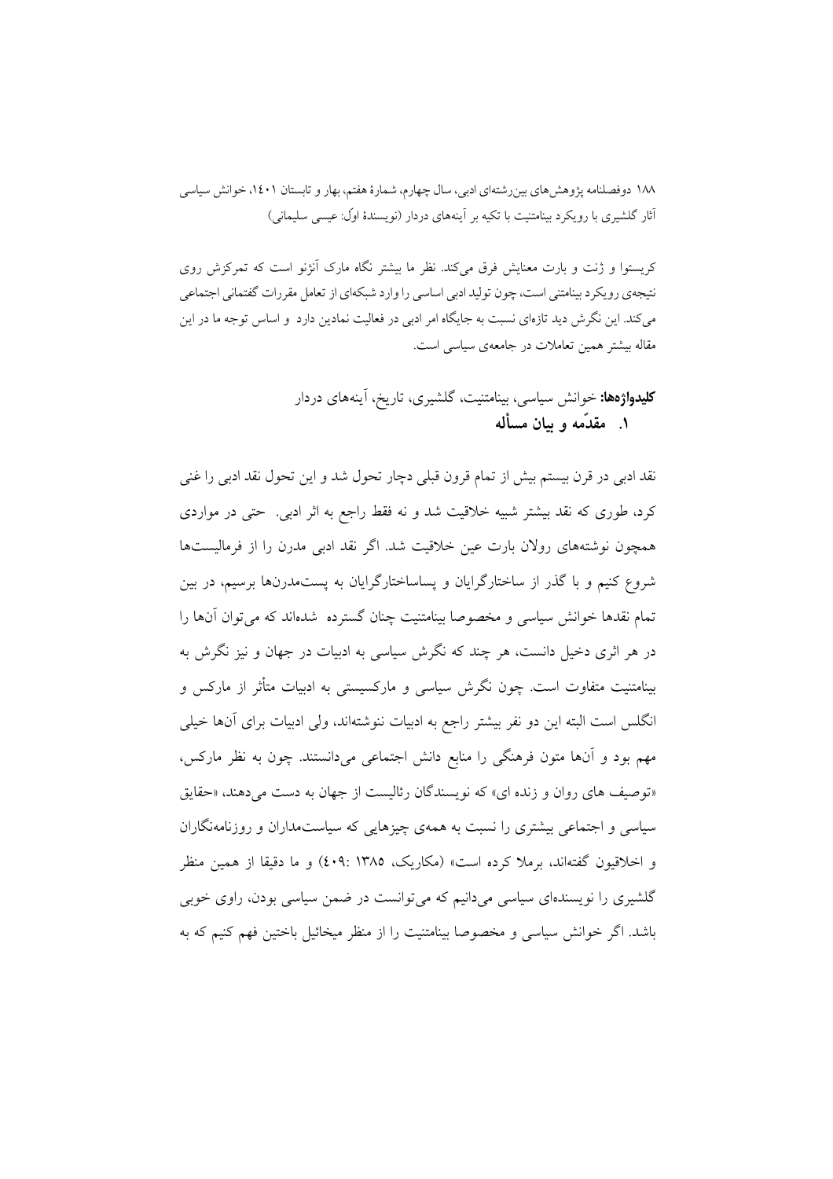کریستوا و ژنت و بارت معنایش فرق می‌کند. نظر ما بیشتر نگاه مارک آنژنو است که تمرکزش روی نتیجه‌ی رویکرد بینامتنی است، چون تولید ادبی اساسی را وارد شبکه‌ای از تعامل مقررات گفتمانی اجتماعی می‌کند. این نگرش دید تازه‌ای نسبت به جایگاه امر ادبی در فعالیت نمادین دارد و اساس توجه ما در این مقاله بیشتر همین تعاملات در جامعه‌ی سیاسی است.

**کلیدواژه‌ها:** خوانش سیاسی، بینامتنیت، گلشیری، تاریخ، آینه‌های دردار

## ۱. مقدّمه و بیان مسأله

نقد ادبی در قرن بیستم بیش از تمام قرون قبلی دچار تحول شد و این تحول نقد ادبی را غنی کرد، طوری که نقد بیشتر شبیه خلاقیت شد و نه فقط راجع به اثر ادبی. حتی در مواردی همچون نوشته‌های رولان بارت عین خلاقیت شد. اگر نقد ادبی مدرن را از فرمالیست‌ها شروع کنیم و با گذر از ساختارگرایان و پساساختارگرایان به پست‌مدرن‌ها برسیم، در بین تمام نقدها خوانش سیاسی و مخصوصا بینامتنیت چنان گسترده شده‌اند که می‌توان آن‌ها را در هر اثری دخیل دانست، هر چند که نگرش سیاسی به ادبیات در جهان و نیز نگرش به بینامتنیت متفاوت است. چون نگرش سیاسی و مارکسیستی به ادبیات متأثر از مارکس و انگلس است البته این دو نفر بیشتر راجع به ادبیات ننوشته‌اند، ولی ادبیات برای آن‌ها خیلی مهم بود و آن‌ها متون فرهنگی را منابع دانش اجتماعی می‌دانستند. چون به نظر مارکس، «توصیف های روان و زنده ای» که نویسندگان رئالیست از جهان به دست می‌دهند، «حقایق سیاسی و اجتماعی بیشتری را نسبت به همه‌ی چیزهایی که سیاست‌مداران و روزنامه‌نگاران و اخلاقیون گفته‌اند، برملا کرده است» (مکاریک، ۱۳۸۵ :۴۰۹) و ما دقیقا از همین منظر گلشیری را نویسنده‌ای سیاسی می‌دانیم که می‌توانست در ضمن سیاسی بودن، راوی خوبی باشد. اگر خوانش سیاسی و مخصوصا بینامتنیت را از منظر میخائیل باختین فهم کنیم که به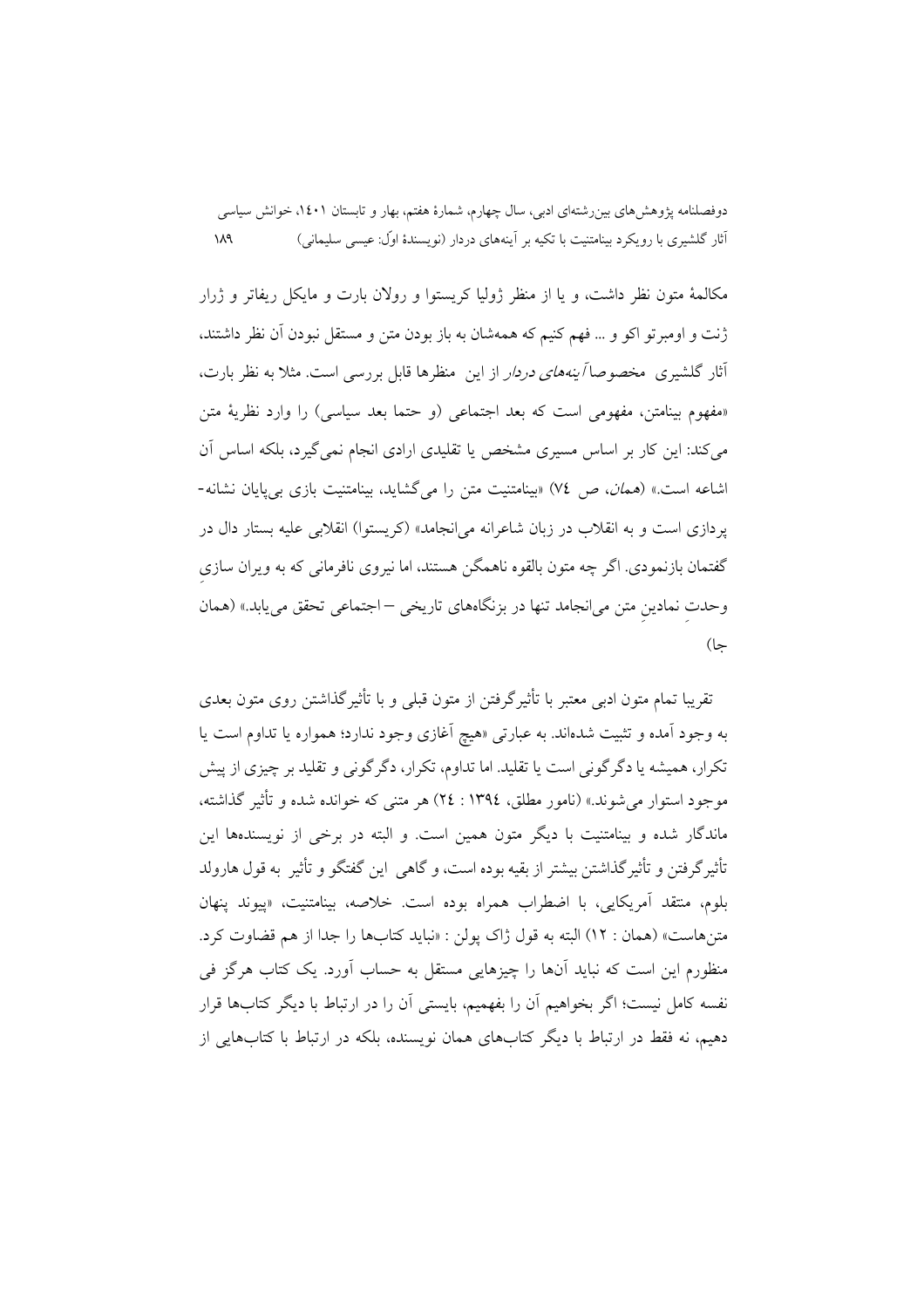مکالمهٔ متون نظر داشت، و یا از منظر ژولیا کریستوا و رولان بارت و مایکل ریفاتر و ژرار ژنت و اومبرتو اکو و ... فهم کنیم که همه‌شان به باز بودن متن و مستقل نبودن آن نظر داشتند، آثار گلشیری مخصوصاً *آینه‌های دردار* از این منظرها قابل بررسی است. مثلا به نظر بارت، «مفهوم بینامتن، مفهومی است که بعد اجتماعی (و حتما بعد سیاسی) را وارد نظریهٔ متن می‌کند: این کار بر اساس مسیری مشخص یا تقلیدی ارادی انجام نمی‌گیرد، بلکه اساس آن اشاعه است.» (*همان*، ص ٧٤) «بینامتنیت متن را می‌گشاید، بینامتنیت بازی بی‌پایان نشانه-پردازی است و به انقلاب در زبان شاعرانه می‌انجامد» (کریستوا) انقلابی علیه بستار دال در گفتمان بازنمودی. اگر چه متون بالقوه ناهمگن هستند، اما نیروی نافرمانی که به ویران سازیِ وحدتِ نمادینِ متن می‌انجامد تنها در بزنگاه‌های تاریخی – اجتماعی تحقق می‌یابد.» (همان جا)

تقریبا تمام متون ادبی معتبر با تأثیرگرفتن از متون قبلی و با تأثیرگذاشتن روی متون بعدی به وجود آمده و تثبیت شده‌اند. به عبارتی «هیچ آغازی وجود ندارد؛ همواره یا تداوم است یا تکرار، همیشه یا دگرگونی است یا تقلید. اما تداوم، تکرار، دگرگونی و تقلید بر چیزی از پیش موجود استوار می‌شوند.» (نامور مطلق، ١٣٩٤ : ٢٤) هر متنی که خوانده شده و تأثیر گذاشته، ماندگار شده و بینامتنیت با دیگر متون همین است. و البته در برخی از نویسنده‌ها این تأثیرگرفتن و تأثیرگذاشتن بیشتر از بقیه بوده است، و گاهی این گفتگو و تأثیر به قول هارولد بلوم، منتقد آمریکایی، با اضطراب همراه بوده است. خلاصه، بینامتنیت، «پیوند پنهان متن‌هاست» (همان : ١٢) البته به قول ژاک پولن : «نباید کتاب‌ها را جدا از هم قضاوت کرد. منظورم این است که نباید آن‌ها را چیزهایی مستقل به حساب آورد. یک کتاب هرگز فی نفسه کامل نیست؛ اگر بخواهیم آن را بفهمیم، بایستی آن را در ارتباط با دیگر کتاب‌ها قرار دهیم، نه فقط در ارتباط با دیگر کتاب‌های همان نویسنده، بلکه در ارتباط با کتاب‌هایی از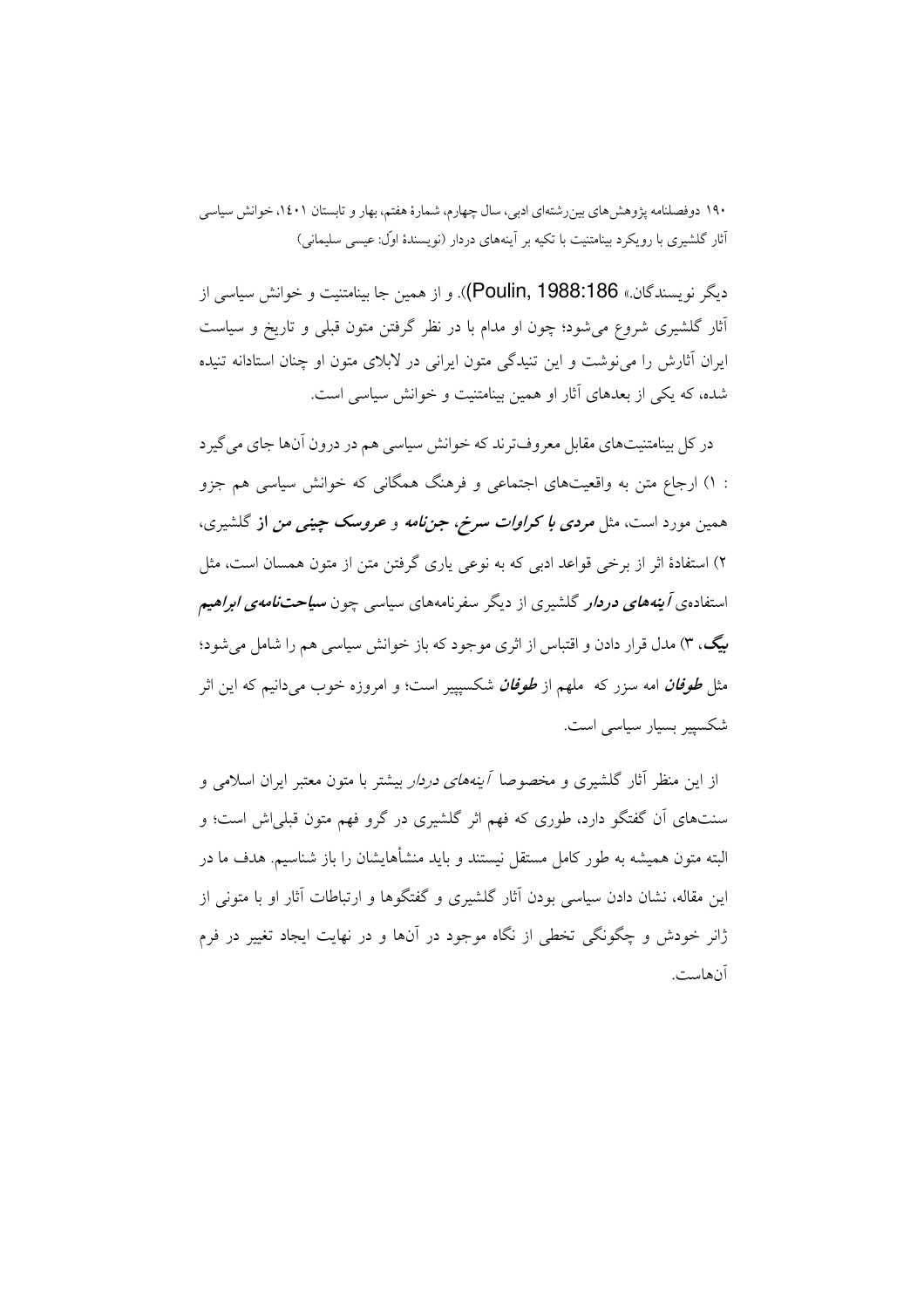دیگر نویسندگان.» (Poulin, 1988:186)). و از همین جا بینامتنیت و خوانش سیاسی از آثار گلشیری شروع می‌شود؛ چون او مدام با در نظر گرفتن متون قبلی و تاریخ و سیاست ایران آثارش را می‌نوشت و این تنیدگی متون ایرانی در لابلای متون او چنان استادانه تنیده شده، که یکی از بعدهای آثار او همین بینامتنیت و خوانش سیاسی است.

در کل بینامتنیت‌های مقابل معروف‌ترند که خوانش سیاسی هم در درون آن‌ها جای می‌گیرد : ۱) ارجاع متن به واقعیت‌های اجتماعی و فرهنگ همگانی که خوانش سیاسی هم جزو همین مورد است، مثل ***مردی با کراوات سرخ***، ***جن‌نامه*** و ***عروسک چینی من*** **از** گلشیری، ۲) استفادهٔ اثر از برخی قواعد ادبی که به نوعی یاری گرفتن متن از متون همسان است، مثل استفاده‌ی ***آینه‌های دردار*** گلشیری از دیگر سفرنامه‌های سیاسی چون ***سیاحت‌نامه‌ی ابراهیم بیگ***، ۳) مدل قرار دادن و اقتباس از اثری موجود که باز خوانش سیاسی هم را شامل می‌شود؛ مثل ***طوفان*** امه سزر که ملهم از ***طوفان*** شکسپیر است؛ و امروزه خوب می‌دانیم که این اثر شکسپیر بسیار سیاسی است.

از این منظر آثار گلشیری و مخصوصا *آینه‌های دردار* بیشتر با متون معتبر ایران اسلامی و سنت‌های آن گفتگو دارد، طوری که فهم اثر گلشیری در گرو فهم متون قبلی‌اش است؛ و البته متون همیشه به طور کامل مستقل نیستند و باید منشأهایشان را باز شناسیم. هدف ما در این مقاله، نشان دادن سیاسی بودن آثار گلشیری و گفتگوها و ارتباطات آثار او با متونی از ژانر خودش و چگونگی تخطی از نگاه موجود در آن‌ها و در نهایت ایجاد تغییر در فرم آن‌هاست.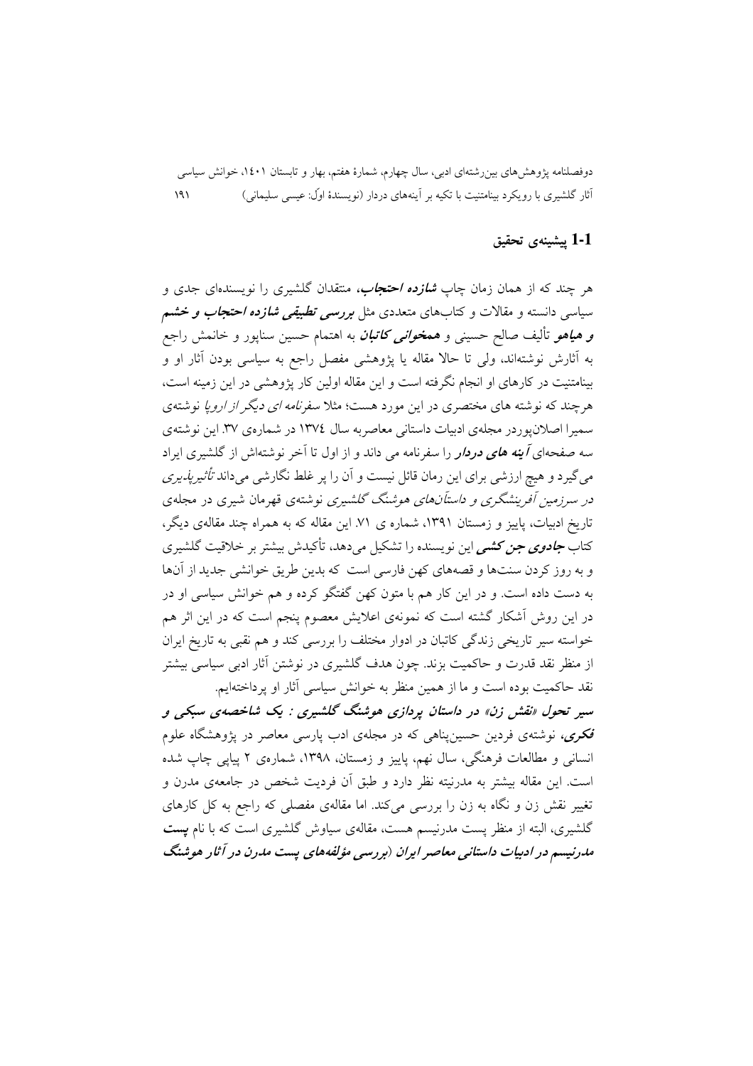## 1-1 پیشینه‌ی تحقیق

هر چند که از همان زمان چاپ ***شازده احتجاب***، منتقدان گلشیری را نویسنده‌ای جدی و سیاسی دانسته و مقالات و کتاب‌های متعددی مثل ***بررسی تطبیقی شازده احتجاب و خشم و هیاهو*** تألیف صالح حسینی و ***همخوانی کاتبان*** به اهتمام حسین سناپور و خانمش راجع به آثارش نوشته‌اند، ولی تا حالا مقاله یا پژوهشی مفصل راجع به سیاسی بودن آثار او و بینامتنیت در کارهای او انجام نگرفته است و این مقاله اولین کار پژوهشی در این زمینه است، هرچند که نوشته های مختصری در این مورد هست؛ مثلا *سفرنامه ای دیگر از اروپا* نوشته‌ی سمیرا اصلان‌پوردر مجله‌ی ادبیات داستانی معاصربه سال ۱۳۷٤ در شماره‌ی ۳۷. این نوشته‌ی سه صفحه‌ای ***آینه های دردار*** را سفرنامه می داند و از اول تا آخر نوشته‌اش از گلشیری ایراد می‌گیرد و هیچ ارزشی برای این رمان قائل نیست و آن را پر غلط نگارشی می‌داند *تأثیرپذیری در سرزمین آفرینشگری و داستان‌های هوشنگ گلشیری* نوشته‌ی قهرمان شیری در مجله‌ی تاریخ ادبیات، پاییز و زمستان ۱۳۹۱، شماره ی ۷۱. این مقاله که به همراه چند مقاله‌ی دیگر، کتاب ***جادوی جن کشی*** این نویسنده را تشکیل می‌دهد، تأکیدش بیشتر بر خلاقیت گلشیری و به روز کردن سنت‌ها و قصه‌های کهن فارسی است که بدین طریق خوانشی جدید از آن‌ها به دست داده است. و در این کار هم با متون کهن گفتگو کرده و هم خوانش سیاسی او در در این روش آشکار گشته است که نمونه‌ی اعلایش معصوم پنجم است که در این اثر هم خواسته سیر تاریخی زندگی کاتبان در ادوار مختلف را بررسی کند و هم نقبی به تاریخ ایران از منظر نقد قدرت و حاکمیت بزند. چون هدف گلشیری در نوشتن آثار ادبی سیاسی بیشتر نقد حاکمیت بوده است و ما از همین منظر به خوانش سیاسی آثار او پرداخته‌ایم.

***سیر تحول «نقش زن» در داستان پردازی هوشنگ گلشیری : یک شاخصه‌ی سبکی و فکری***، نوشته‌ی فردین حسین‌پناهی که در مجله‌ی ادب پارسی معاصر در پژوهشگاه علوم انسانی و مطالعات فرهنگی، سال نهم، پاییز و زمستان، ۱۳۹۸، شماره‌ی ۲ پیاپی چاپ شده است. این مقاله بیشتر به مدرنیته نظر دارد و طبق آن فردیت شخص در جامعه‌ی مدرن و تغییر نقش زن و نگاه به زن را بررسی می‌کند. اما مقاله‌ی مفصلی که راجع به کل کارهای گلشیری، البته از منظر پست مدرنیسم هست، مقاله‌ی سیاوش گلشیری است که با نام ***پست مدرنیسم در ادبیات داستانی معاصر ایران (بررسی مؤلفه‌های پست مدرن در آثار هوشنگ***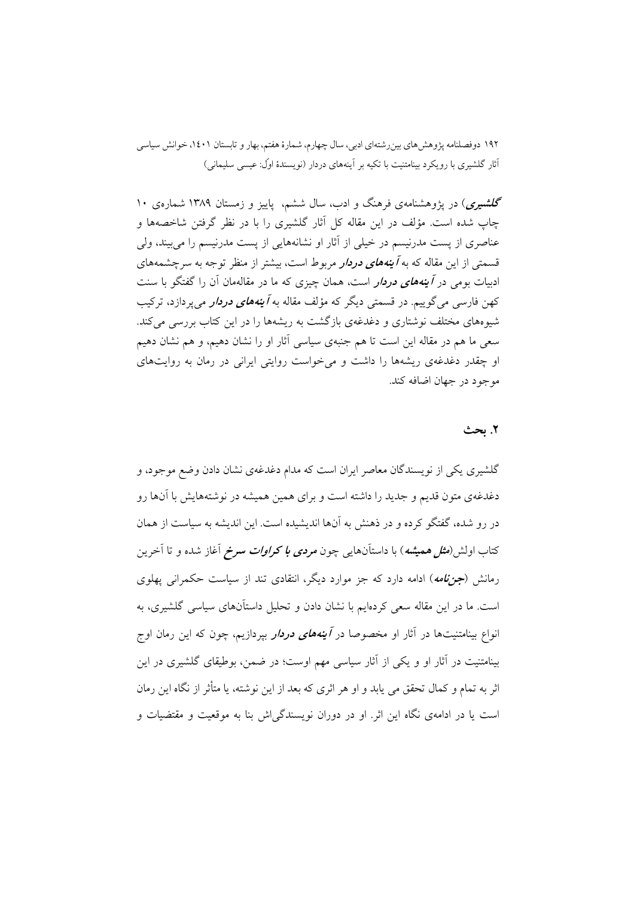***گلشیری***) در پژوهشنامه‌ی فرهنگ و ادب، سال ششم، پاییز و زمستان ۱۳۸۹ شماره‌ی ۱۰ چاپ شده است. مؤلف در این مقاله کل آثار گلشیری را با در نظر گرفتن شاخصه‌ها و عناصری از پست مدرنیسم در خیلی از آثار او نشانه‌هایی از پست مدرنیسم را می‌بیند، ولی قسمتی از این مقاله که به ***آینه‌های دردار*** مربوط است، بیشتر از منظر توجه به سرچشمه‌های ادبیات بومی در ***آینه‌های دردار*** است، همان چیزی که ما در مقاله‌مان آن را گفتگو با سنت کهن فارسی می‌گوییم. در قسمتی دیگر که مؤلف مقاله به ***آینه‌های دردار*** می‌پردازد، ترکیب شیوه‌های مختلف نوشتاری و دغدغه‌ی بازگشت به ریشه‌ها را در این کتاب بررسی می‌کند. سعی ما هم در مقاله این است تا هم جنبه‌ی سیاسی آثار او را نشان دهیم، و هم نشان دهیم او چقدر دغدغه‌ی ریشه‌ها را داشت و می‌خواست روایتی ایرانی در رمان به روایت‌های موجود در جهان اضافه کند.

## ۲. بحث

گلشیری یکی از نویسندگان معاصر ایران است که مدام دغدغه‌ی نشان دادن وضع موجود، و دغدغه‌ی متون قدیم و جدید را داشته است و برای همین همیشه در نوشته‌هایش با آن‌ها رو در رو شده، گفتگو کرده و در ذهنش به آن‌ها اندیشیده است. این اندیشه به سیاست از همان کتاب اولش(***مثل همیشه***) با داستان‌هایی چون ***مردی با کراوات سرخ*** آغاز شده و تا آخرین رمانش (***جن‌نامه***) ادامه دارد که جز موارد دیگر، انتقادی تند از سیاست حکمرانی پهلوی است. ما در این مقاله سعی کرده‌ایم با نشان دادن و تحلیل داستان‌های سیاسی گلشیری، به انواع بینامتنیت‌ها در آثار او و مخصوصا در ***آینه‌های دردار*** بپردازیم، چون که این رمان اوج بینامتنیت در آثار او و یکی از آثار سیاسی مهم اوست؛ در ضمن، بوطیقای گلشیری در این اثر به تمام و کمال تحقق می یابد و او هر اثری که بعد از این نوشته، یا متأثر از نگاه این رمان است یا در ادامه‌ی نگاه این اثر. او در دوران نویسندگی‌اش بنا به موقعیت و مقتضیات و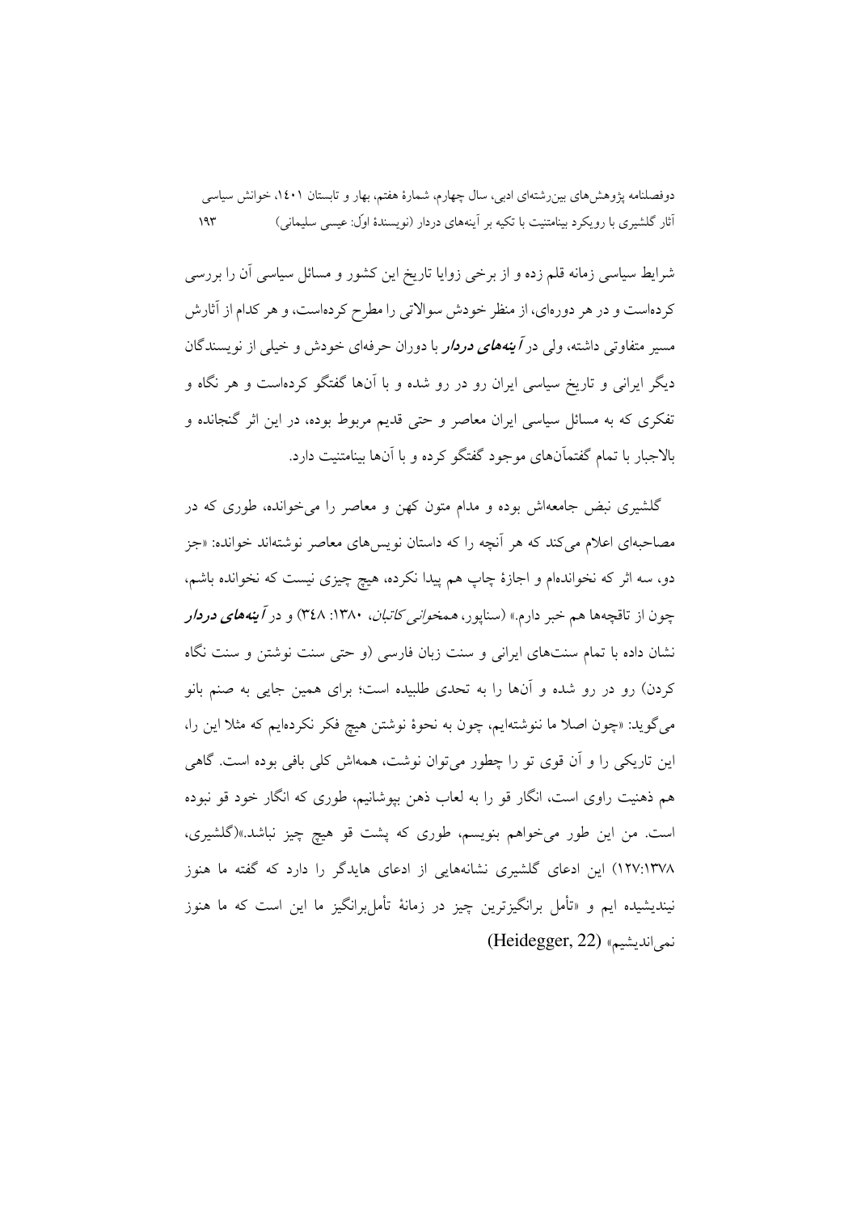شرایط سیاسی زمانه قلم زده و از برخی زوایا تاریخ این کشور و مسائل سیاسی آن را بررسی کرده‌است و در هر دوره‌ای، از منظر خودش سوالاتی را مطرح کرده‌است، و هر کدام از آثارش مسیر متفاوتی داشته، ولی در ***آینه‌های دردار*** با دوران حرفه‌ای خودش و خیلی از نویسندگان دیگر ایرانی و تاریخ سیاسی ایران رو در رو شده و با آن‌ها گفتگو کرده‌است و هر نگاه و تفکری که به مسائل سیاسی ایران معاصر و حتی قدیم مربوط بوده، در این اثر گنجانده و بالاجبار با تمام گفتمان‌های موجود گفتگو کرده و با آن‌ها بینامتنیت دارد.

گلشیری نبض جامعه‌اش بوده و مدام متون کهن و معاصر را می‌خوانده، طوری که در مصاحبه‌ای اعلام می‌کند که هر آنچه را که داستان نویس‌های معاصر نوشته‌اند خوانده: «جز دو، سه اثر که نخوانده‌ام و اجازهٔ چاپ هم پیدا نکرده، هیچ چیزی نیست که نخوانده باشم، چون از تاقچه‌ها هم خبر دارم.» (سناپور، *همخوانی کاتبان*، ۱۳۸۰: ۳۴۸) و در ***آینه‌های دردار*** نشان داده با تمام سنت‌های ایرانی و سنت زبان فارسی (و حتی سنت نوشتن و سنت نگاه کردن) رو در رو شده و آن‌ها را به تحدی طلبیده است؛ برای همین جایی به صنم بانو می‌گوید: «چون اصلا ما ننوشته‌ایم، چون به نحوهٔ نوشتن هیچ فکر نکرده‌ایم که مثلا این را، این تاریکی را و آن قوی تو را چطور می‌توان نوشت، همه‌اش کلی بافی بوده است. گاهی هم ذهنیت راوی است، انگار قو را به لعاب ذهن بپوشانیم، طوری که انگار خود قو نبوده است. من این طور می‌خواهم بنویسم، طوری که پشت قو هیچ چیز نباشد.»(گلشیری، ۱۲۷:۱۳۷۸) این ادعای گلشیری نشانه‌هایی از ادعای هایدگر را دارد که گفته ما هنوز نیندیشیده ایم و «تأمل برانگیزترین چیز در زمانهٔ تأمل‌برانگیز ما این است که ما هنوز نمی‌اندیشیم» (Heidegger, 22)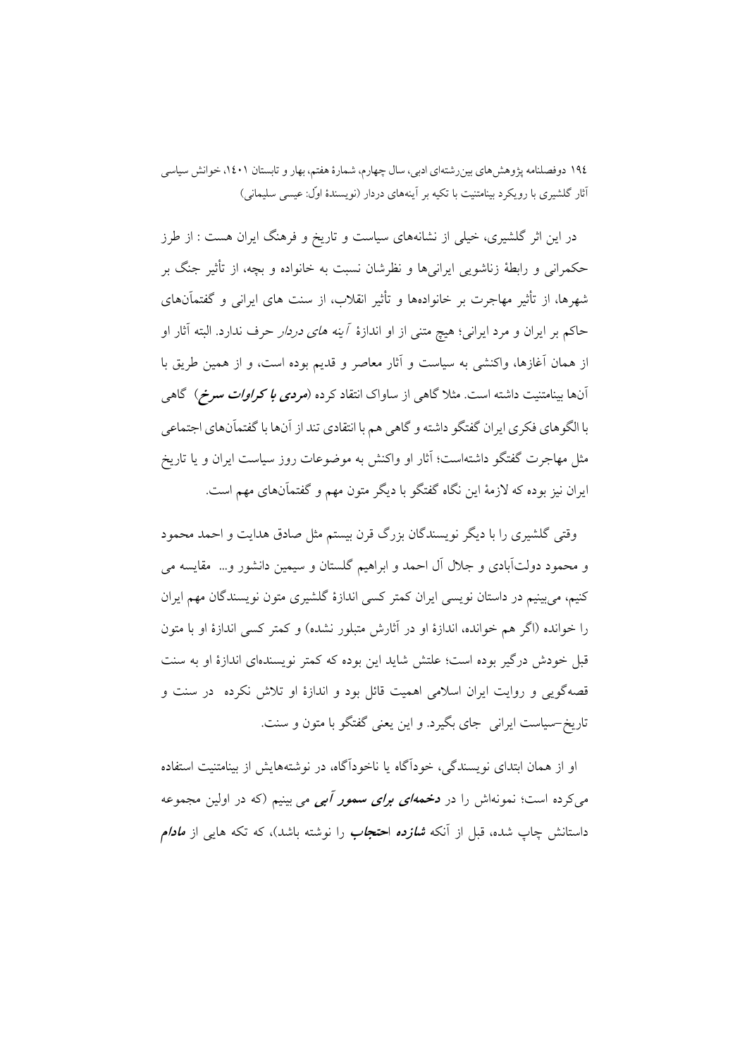در این اثر گلشیری، خیلی از نشانه‌های سیاست و تاریخ و فرهنگ ایران هست : از طرز حکمرانی و رابطهٔ زناشویی ایرانی‌ها و نظرشان نسبت به خانواده و بچه، از تأثیر جنگ بر شهرها، از تأثیر مهاجرت بر خانواده‌ها و تأثیر انقلاب، از سنت های ایرانی و گفتمان‌های حاکم بر ایران و مرد ایرانی؛ هیچ متنی از او اندازهٔ *آینه های دردار* حرف ندارد. البته آثار او از همان آغازها، واکنشی به سیاست و آثار معاصر و قدیم بوده است، و از همین طریق با آن‌ها بینامتنیت داشته است. مثلا گاهی از ساواک انتقاد کرده (***مردی با کراوات سرخ***) گاهی با الگوهای فکری ایران گفتگو داشته و گاهی هم با انتقادی تند از آن‌ها با گفتمان‌های اجتماعی مثل مهاجرت گفتگو داشته‌است؛ آثار او واکنش به موضوعات روز سیاست ایران و یا تاریخ ایران نیز بوده که لازمهٔ این نگاه گفتگو با دیگر متون مهم و گفتمان‌های مهم است.

وقتی گلشیری را با دیگر نویسندگان بزرگ قرن بیستم مثل صادق هدایت و احمد محمود و محمود دولت‌آبادی و جلال آل احمد و ابراهیم گلستان و سیمین دانشور و... مقایسه می کنیم، می‌بینیم در داستان نویسی ایران کمتر کسی اندازهٔ گلشیری متون نویسندگان مهم ایران را خوانده (اگر هم خوانده، اندازهٔ او در آثارش متبلور نشده) و کمتر کسی اندازهٔ او با متون قبل خودش درگیر بوده است؛ علتش شاید این بوده که کمتر نویسنده‌ای اندازهٔ او به سنت قصه‌گویی و روایت ایران اسلامی اهمیت قائل بود و اندازهٔ او تلاش نکرده در سنت و تاریخ–سیاست ایرانی جای بگیرد. و این یعنی گفتگو با متون و سنت.

او از همان ابتدای نویسندگی، خودآگاه یا ناخودآگاه، در نوشته‌هایش از بینامتنیت استفاده می‌کرده است؛ نمونه‌اش را در ***دخمه‌ای برای سمور آبی*** می بینیم (که در اولین مجموعه داستانش چاپ شده، قبل از آنکه ***شازده احتجاب*** را نوشته باشد)، که تکه هایی از ***مادام***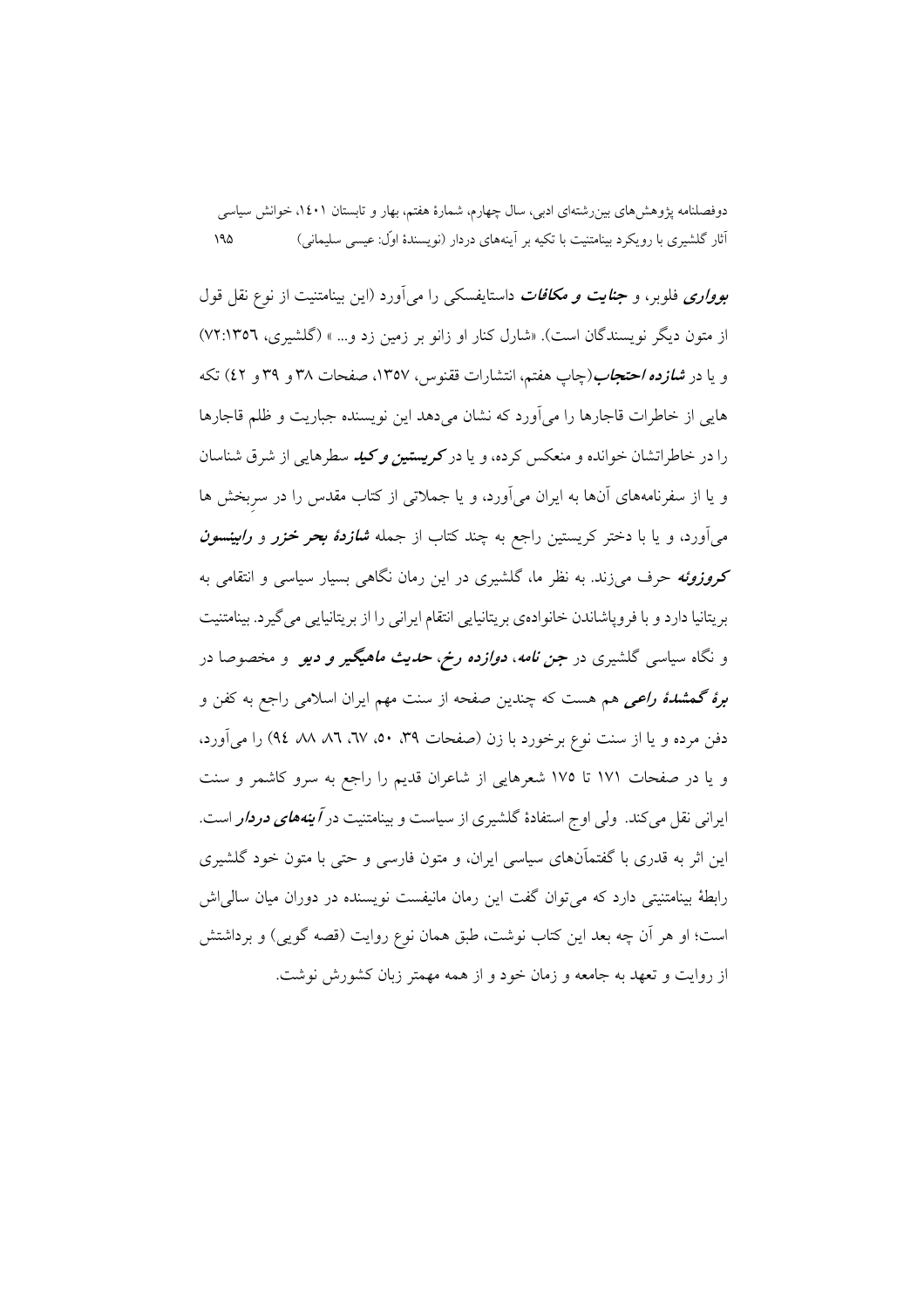***بوواری*** فلوبر، و ***جنایت و مکافات*** داستایفسکی را می‌آورد (این بینامتنیت از نوع نقل قول از متون دیگر نویسندگان است). «شارل کنار او زانو بر زمین زد و... » (گلشیری، ۱۳۵۶:۷۲) و یا در ***شازده احتجاب***(چاپ هفتم، انتشارات ققنوس، ۱۳۵۷، صفحات ۳۸ و ۳۹ و ٤۲) تکه هایی از خاطرات قاجارها را می‌آورد که نشان می‌دهد این نویسنده جباریت و ظلم قاجارها را در خاطراتشان خوانده و منعکس کرده، و یا در ***کریستین و کید*** سطرهایی از شرق شناسان و یا از سفرنامه‌های آن‌ها به ایران می‌آورد، و یا جملاتی از کتاب مقدس را در سربخش ها می‌آورد، و یا با دختر کریستین راجع به چند کتاب از جمله ***شازدهٔ بحر خزر*** و ***رابینسون کروزوئه*** حرف می‌زند. به نظر ما، گلشیری در این رمان نگاهی بسیار سیاسی و انتقامی به بریتانیا دارد و با فروپاشاندن خانواده‌ی بریتانیایی انتقام ایرانی را از بریتانیایی می‌گیرد. بینامتنیت و نگاه سیاسی گلشیری در ***جن نامه***، ***دوازده رخ***، ***حدیث ماهیگیر و دیو*** و مخصوصا در ***برهٔ گمشدهٔ راعی*** هم هست که چندین صفحه از سنت مهم ایران اسلامی راجع به کفن و دفن مرده و یا از سنت نوع برخورد با زن (صفحات ۳۹، ۵۰، ٦۷، ۸٦، ۸۸، ۹٤) را می‌آورد، و یا در صفحات ۱۷۱ تا ۱۷۵ شعرهایی از شاعران قدیم را راجع به سرو کاشمر و سنت ایرانی نقل می‌کند. ولی اوج استفادهٔ گلشیری از سیاست و بینامتنیت در ***آینه‌های دردار*** است. این اثر به قدری با گفتمان‌های سیاسی ایران، و متون فارسی و حتی با متون خود گلشیری رابطهٔ بینامتنیتی دارد که می‌توان گفت این رمان مانیفست نویسنده در دوران میان سالی‌اش است؛ او هر آن چه بعد این کتاب نوشت، طبق همان نوع روایت (قصه گویی) و برداشتش از روایت و تعهد به جامعه و زمان خود و از همه مهمتر زبان کشورش نوشت.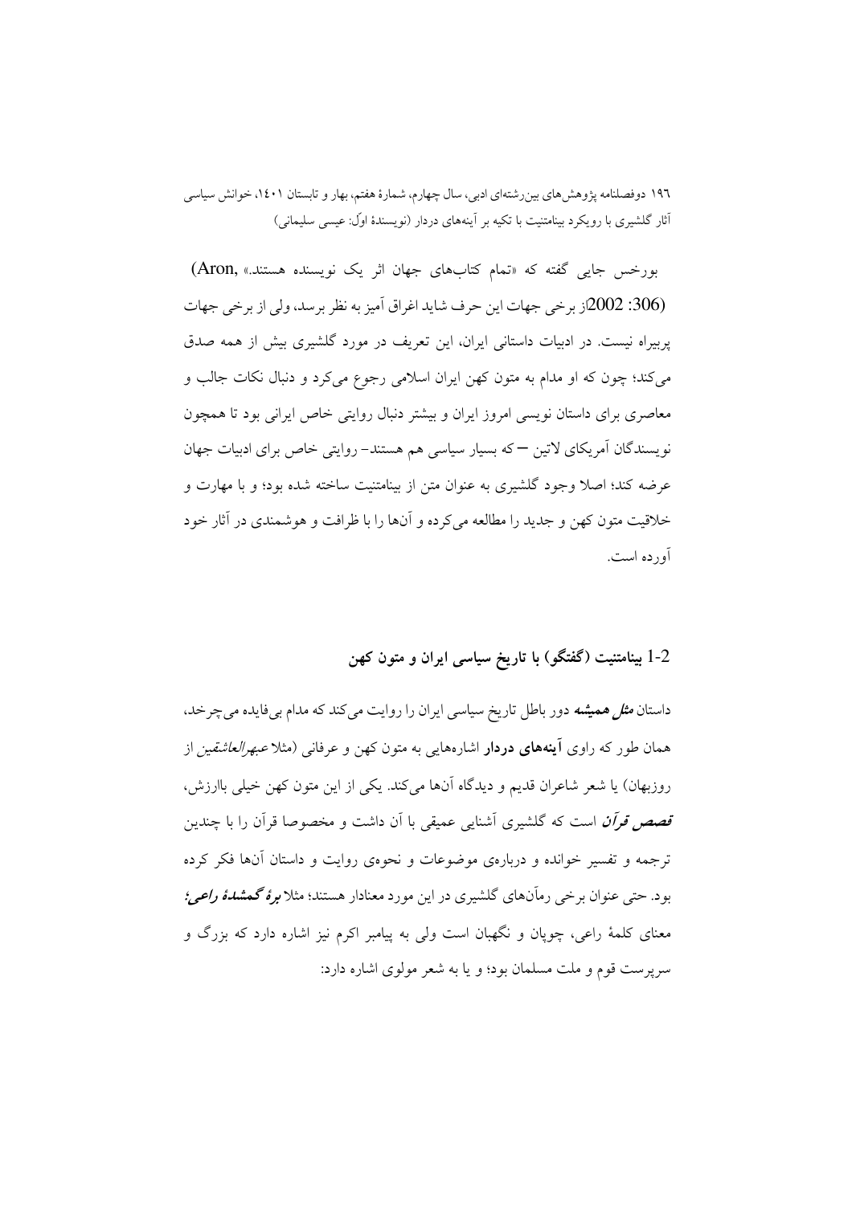بورخس جایی گفته که «تمام کتاب‌های جهان اثر یک نویسنده هستند.» (Aron, 2002: 306)از برخی جهات این حرف شاید اغراق آمیز به نظر برسد، ولی از برخی جهات پربیراه نیست. در ادبیات داستانی ایران، این تعریف در مورد گلشیری بیش از همه صدق می‌کند؛ چون که او مدام به متون کهن ایران اسلامی رجوع می‌کرد و دنبال نکات جالب و معاصری برای داستان نویسی امروز ایران و بیشتر دنبال روایتی خاص ایرانی بود تا همچون نویسندگان آمریکای لاتین — که بسیار سیاسی هم هستند- روایتی خاص برای ادبیات جهان عرضه کند؛ اصلا وجود گلشیری به عنوان متن از بینامتنیت ساخته شده بود؛ و با مهارت و خلاقیت متون کهن و جدید را مطالعه می‌کرده و آن‌ها را با ظرافت و هوشمندی در آثار خود آورده است.

## 1-2 بینامتنیت (گفتگو) با تاریخ سیاسی ایران و متون کهن

داستان ***مثل همیشه*** دور باطل تاریخ سیاسی ایران را روایت می‌کند که مدام بی‌فایده می‌چرخد، همان طور که راوی **آینه‌های دردار** اشاره‌هایی به متون کهن و عرفانی (مثلا *عبهرالعاشقین* از روزبهان) یا شعر شاعران قدیم و دیدگاه آن‌ها می‌کند. یکی از این متون کهن خیلی باارزش، ***قصص قرآن*** است که گلشیری آشنایی عمیقی با آن داشت و مخصوصا قرآن را با چندین ترجمه و تفسیر خوانده و درباره‌ی موضوعات و نحوه‌ی روایت و داستان آن‌ها فکر کرده بود. حتی عنوان برخی رمان‌های گلشیری در این مورد معنادار هستند؛ مثلا ***برهٔ گمشدهٔ راعی؛*** معنای کلمهٔ راعی، چوپان و نگهبان است ولی به پیامبر اکرم نیز اشاره دارد که بزرگ و سرپرست قوم و ملت مسلمان بود؛ و یا به شعر مولوی اشاره دارد: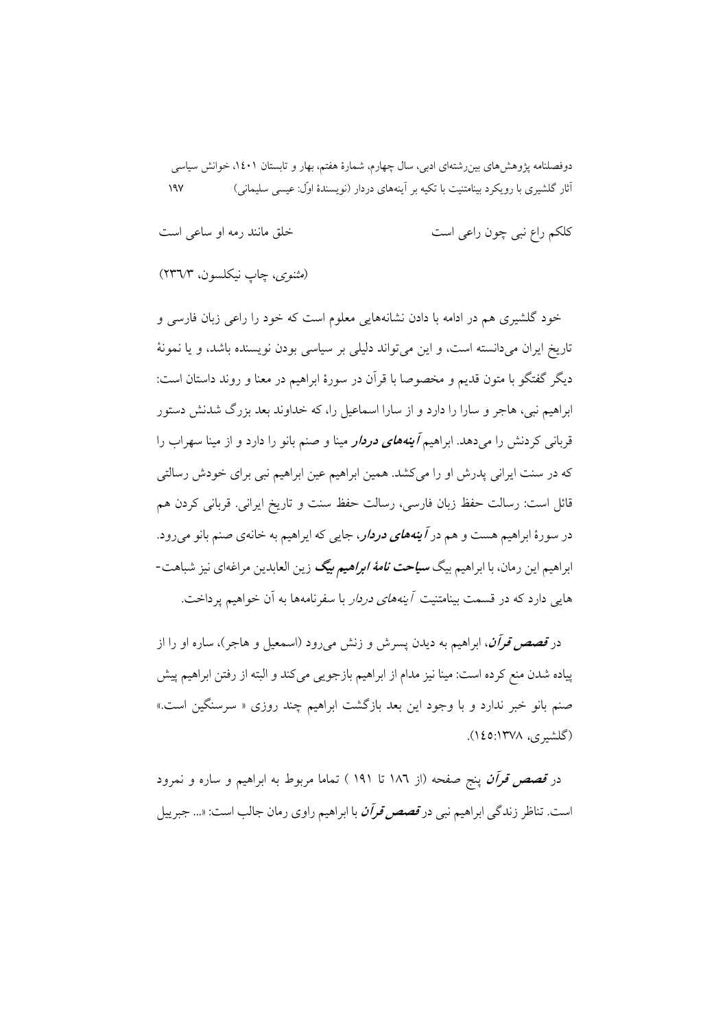کلکم راع نبی چون راعی است　　　　　خلق مانند رمه او ساعی است

(مثنوی، چاپ نیکلسون، ۲۳۶/۳)

خود گلشیری هم در ادامه با دادن نشانه‌هایی معلوم است که خود را راعی زبان فارسی و تاریخ ایران می‌دانسته است، و این می‌تواند دلیلی بر سیاسی بودن نویسنده باشد، و یا نمونهٔ دیگر گفتگو با متون قدیم و مخصوصا با قرآن در سورهٔ ابراهیم در معنا و روند داستان است: ابراهیم نبی، هاجر و سارا را دارد و از سارا اسماعیل را، که خداوند بعد بزرگ شدنش دستور قربانی کردنش را می‌دهد. ابراهیم ***آینه‌های دردار*** مینا و صنم بانو را دارد و از مینا سهراب را که در سنت ایرانی پدرش او را می‌کشد. همین ابراهیم عین ابراهیم نبی برای خودش رسالتی قائل است: رسالت حفظ زبان فارسی، رسالت حفظ سنت و تاریخ ایرانی. قربانی کردن هم در سورهٔ ابراهیم هست و هم در ***آینه‌های دردار***، جایی که ابراهیم به خانه‌ی صنم بانو می‌رود. ابراهیم این رمان، با ابراهیم بیگ ***سیاحت نامهٔ ابراهیم بیگ*** زین العابدین مراغه‌ای نیز شباهت-هایی دارد که در قسمت بینامتنیت *آینه‌های دردار* با سفرنامه‌ها به آن خواهیم پرداخت.

در ***قصص قرآن***، ابراهیم به دیدن پسرش و زنش می‌رود (اسمعیل و هاجر)، ساره او را از پیاده شدن منع کرده است: مینا نیز مدام از ابراهیم بازجویی می‌کند و البته از رفتن ابراهیم پیش صنم بانو خبر ندارد و با وجود این بعد بازگشت ابراهیم چند روزی « سرسنگین است.» (گلشیری، ۱۴۵:۱۳۷۸).

در ***قصص قرآن*** پنج صفحه (از ۱۸۶ تا ۱۹۱ ) تماما مربوط به ابراهیم و ساره و نمرود است. تناظر زندگی ابراهیم نبی در ***قصص قرآن*** با ابراهیم راوی رمان جالب است: «... جبرییل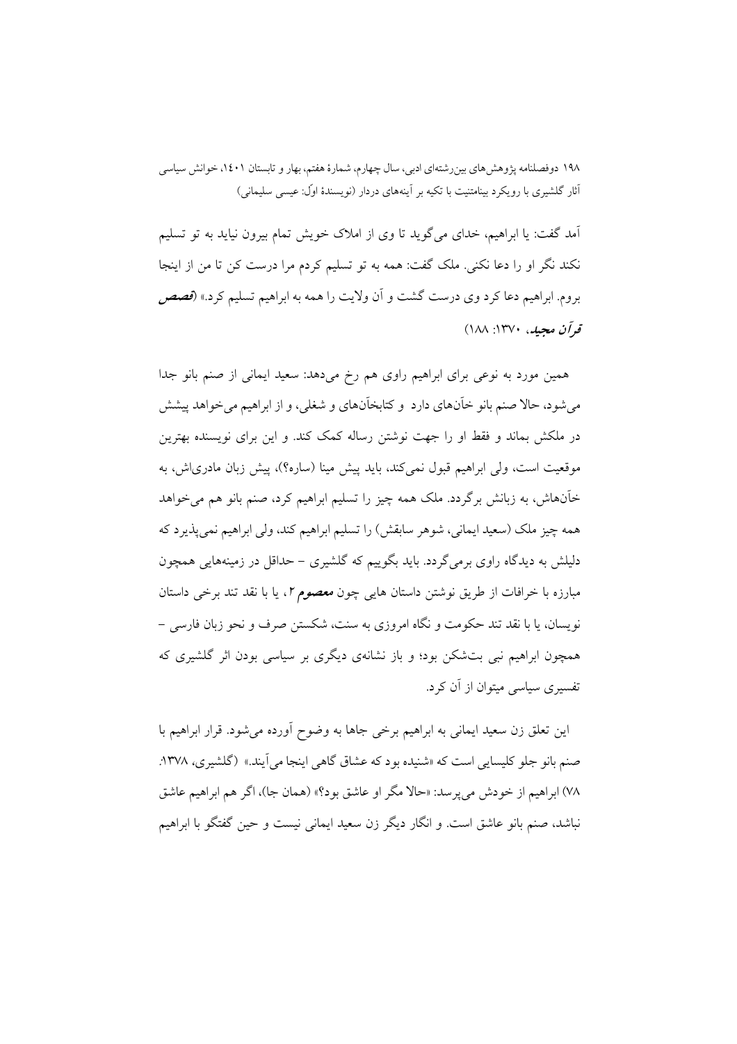آمد گفت: یا ابراهیم، خدای می‌گوید تا وی از املاک خویش تمام بیرون نیاید به تو تسلیم نکند نگر او را دعا نکنی. ملک گفت: همه به تو تسلیم کردم مرا درست کن تا من از اینجا بروم. ابراهیم دعا کرد وی درست گشت و آن ولایت را همه به ابراهیم تسلیم کرد.» (**قصص قرآن مجید**، ۱۳۷۰: ۱۸۸)

همین مورد به نوعی برای ابراهیم راوی هم رخ می‌دهد: سعید ایمانی از صنم بانو جدا می‌شود، حالا صنم بانو خآن‌های دارد و کتابخآن‌های و شغلی، و از ابراهیم می‌خواهد پیشش در ملکش بماند و فقط او را جهت نوشتن رساله کمک کند. و این برای نویسنده بهترین موقعیت است، ولی ابراهیم قبول نمی‌کند، باید پیش مینا (ساره؟)، پیش زبان مادری‌اش، به خآن‌هاش، به زبانش برگردد. ملک همه چیز را تسلیم ابراهیم کرد، صنم بانو هم می‌خواهد همه چیز ملک (سعید ایمانی، شوهر سابقش) را تسلیم ابراهیم کند، ولی ابراهیم نمی‌پذیرد که دلیلش به دیدگاه راوی برمی‌گردد. باید بگوییم که گلشیری – حداقل در زمینه‌هایی همچون مبارزه با خرافات از طریق نوشتن داستان هایی چون **معصوم ۲**، یا با نقد تند برخی داستان نویسان، یا با نقد تند حکومت و نگاه امروزی به سنت، شکستن صرف و نحو زبان فارسی – همچون ابراهیم نبی بت‌شکن بود؛ و باز نشانه‌ی دیگری بر سیاسی بودن اثر گلشیری که تفسیری سیاسی میتوان از آن کرد.

این تعلق زن سعید ایمانی به ابراهیم برخی جاها به وضوح آورده می‌شود. قرار ابراهیم با صنم بانو جلو کلیسایی است که «شنیده بود که عشاق گاهی اینجا می‌آیند.» (گلشیری، ۱۳۷۸: ۷۸) ابراهیم از خودش می‌پرسد: «حالا مگر او عاشق بود؟» (همان جا)، اگر هم ابراهیم عاشق نباشد، صنم بانو عاشق است. و انگار دیگر زن سعید ایمانی نیست و حین گفتگو با ابراهیم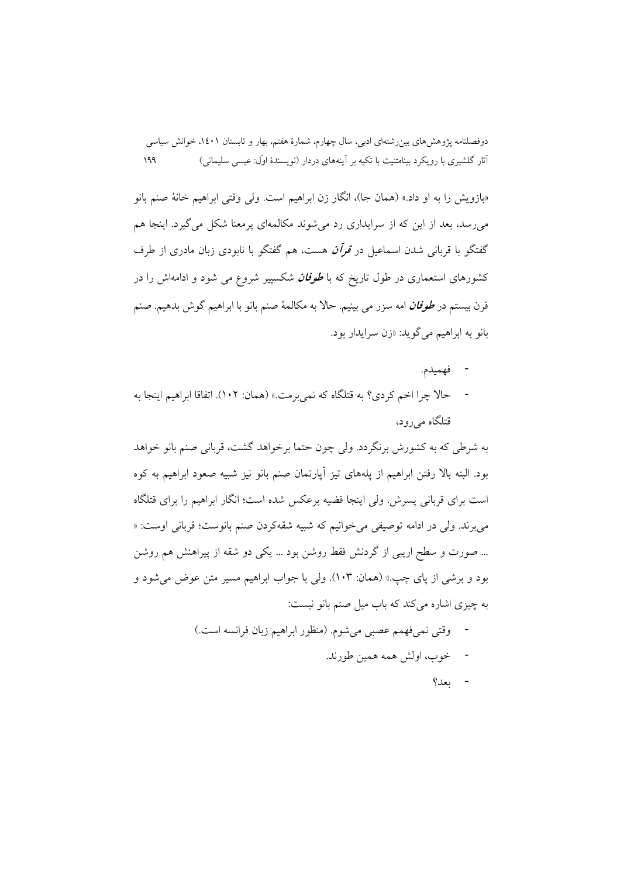«بازویش را به او داد.» (همان جا)، انگار زن ابراهیم است. ولی وقتی ابراهیم خانهٔ صنم بانو می‌رسد، بعد از این که از سرایداری رد می‌شوند مکالمه‌ای پرمعنا شکل می‌گیرد. اینجا هم گفتگو با قربانی شدن اسماعیل در ***قرآن*** هست، هم گفتگو با نابودی زبان مادری از طرف کشورهای استعماری در طول تاریخ که با ***طوفان*** شکسپیر شروع می شود و ادامه‌اش را در قرن بیستم در ***طوفان*** امه سزر می بینیم. حالا به مکالمهٔ صنم بانو با ابراهیم گوش بدهیم. صنم بانو به ابراهیم می‌گوید: «زن سرایدار بود.

- فهمیدم.
- حالا چرا اخم کردی؟ به قتلگاه که نمی‌برمت.» (همان: ۱۰۲). اتفاقا ابراهیم اینجا به قتلگاه می‌رود،

به شرطی که به کشورش برنگردد. ولی چون حتما برخواهد گشت، قربانی صنم بانو خواهد بود. البته بالا رفتن ابراهیم از پله‌های تیز آپارتمان صنم بانو نیز شبیه صعود ابراهیم به کوه است برای قربانی پسرش. ولی اینجا قضیه برعکس شده است؛ انگار ابراهیم را برای قتلگاه می‌برند. ولی در ادامه توصیفی می‌خوانیم که شبیه شقه‌کردن صنم بانوست؛ قربانی اوست: « ... صورت و سطح اریبی از گردنش فقط روشن بود ... یکی دو شقه از پیراهنش هم روشن بود و برشی از پای چپ.» (همان: ۱۰۳). ولی با جواب ابراهیم مسیر متن عوض می‌شود و به چیزی اشاره می‌کند که باب میل صنم بانو نیست:

- وقتی نمی‌فهمم عصبی می‌شوم. (منظور ابراهیم زبان فرانسه است.)
- خوب، اولش همه همین طورند.
- بعد؟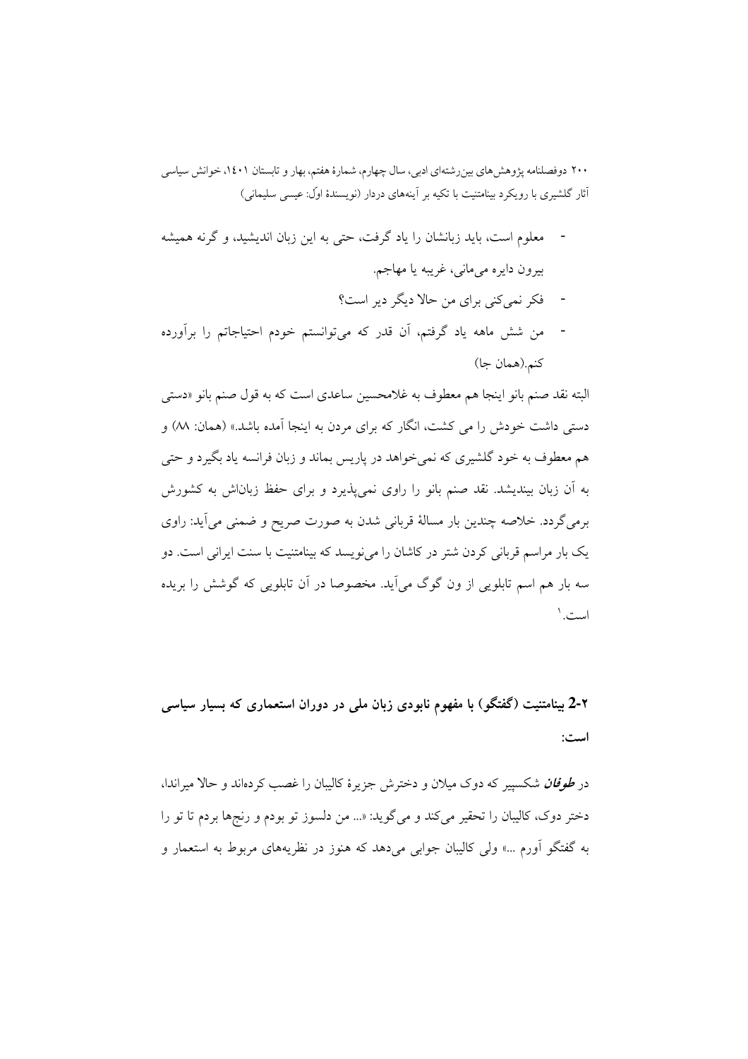- معلوم است، باید زبانشان را یاد گرفت، حتی به این زبان اندیشید، و گرنه همیشه بیرون دایره می‌مانی، غریبه یا مهاجم.
- فکر نمی‌کنی برای من حالا دیگر دیر است؟
- من شش ماهه یاد گرفتم، آن قدر که می‌توانستم خودم احتیاجاتم را برآورده کنم.(همان جا)

البته نقد صنم بانو اینجا هم معطوف به غلامحسین ساعدی است که به قول صنم بانو «دستی دستی داشت خودش را می کشت، انگار که برای مردن به اینجا آمده باشد.» (همان: ۸۸) و هم معطوف به خود گلشیری که نمی‌خواهد در پاریس بماند و زبان فرانسه یاد بگیرد و حتی به آن زبان بیندیشد. نقد صنم بانو را راوی نمی‌پذیرد و برای حفظ زبان‌اش به کشورش برمی‌گردد. خلاصه چندین بار مسالهٔ قربانی شدن به صورت صریح و ضمنی می‌آید: راوی یک بار مراسم قربانی کردن شتر در کاشان را می‌نویسد که بینامتنیت با سنت ایرانی است. دو سه بار هم اسم تابلویی از ون گوگ می‌آید. مخصوصا در آن تابلویی که گوشش را بریده است.[1]

### ۲-2 بینامتنیت (گفتگو) با مفهوم نابودی زبان ملی در دوران استعماری که بسیار سیاسی است:

در *طوفان* شکسپیر که دوک میلان و دخترش جزیرهٔ کالیبان را غصب کرده‌اند و حالا میراندا، دختر دوک، کالیبان را تحقیر می‌کند و می‌گوید: «... من دلسوز تو بودم و رنج‌ها بردم تا تو را به گفتگو آورم ...» ولی کالیبان جوابی می‌دهد که هنوز در نظریه‌های مربوط به استعمار و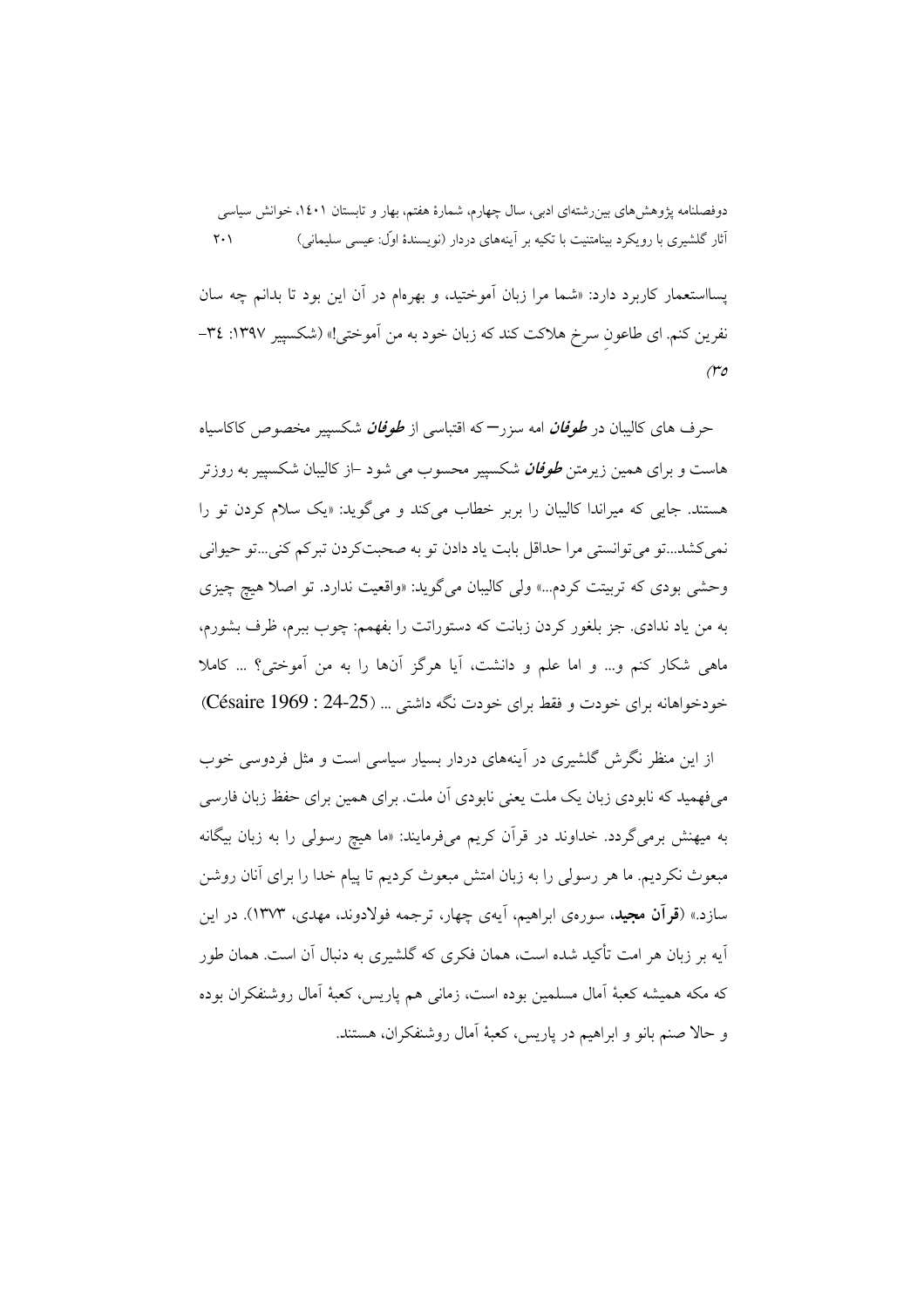پسااستعمار کاربرد دارد: «شما مرا زبان آموختید، و بهره‌ام در آن این بود تا بدانم چه سان نفرین کنم. ای طاعونِ سرخ هلاکت کند که زبان خود به من آموختی!» (شکسپیر ۱۳۹۷: ۳۴-۳۵)

حرف های کالیبان در ***طوفان*** امه سزر— که اقتباسی از ***طوفان*** شکسپیر مخصوص کاکاسیاه هاست و برای همین زیرمتن ***طوفان*** شکسپیر محسوب می شود –از کالیبان شکسپیر به روزتر هستند. جایی که میراندا کالیبان را بربر خطاب می‌کند و می‌گوید: «یک سلام کردن تو را نمی‌کشد...تو می‌توانستی مرا حداقل بابت یاد دادن تو به صحبت‌کردن تبرکم کنی...تو حیوانی وحشی بودی که تربیتت کردم...» ولی کالیبان می‌گوید: «واقعیت ندارد. تو اصلا هیچ چیزی به من یاد ندادی. جز بلغور کردن زبانت که دستوراتت را بفهمم: چوب ببرم، ظرف بشورم، ماهی شکار کنم و... و اما علم و دانشت، آیا هرگز آن‌ها را به من آموختی؟ ... کاملا خودخواهانه برای خودت و فقط برای خودت نگه داشتی ... (Césaire 1969 : 24-25)

از این منظر نگرش گلشیری در آینه‌های دردار بسیار سیاسی است و مثل فردوسی خوب می‌فهمید که نابودی زبان یک ملت یعنی نابودی آن ملت. برای همین برای حفظ زبان فارسی به میهنش برمی‌گردد. خداوند در قرآن کریم می‌فرمایند: «ما هیچ رسولی را به زبان بیگانه مبعوث نکردیم. ما هر رسولی را به زبان امتش مبعوث کردیم تا پیام خدا را برای آنان روشن سازد.» (**قرآن مجید**، سوره‌ی ابراهیم، آیه‌ی چهار، ترجمه فولادوند، مهدی، ۱۳۷۳). در این آیه بر زبان هر امت تأکید شده است، همان فکری که گلشیری به دنبال آن است. همان طور که مکه همیشه کعبهٔ آمال مسلمین بوده است، زمانی هم پاریس، کعبهٔ آمال روشنفکران بوده و حالا صنم بانو و ابراهیم در پاریس، کعبهٔ آمال روشنفکران، هستند.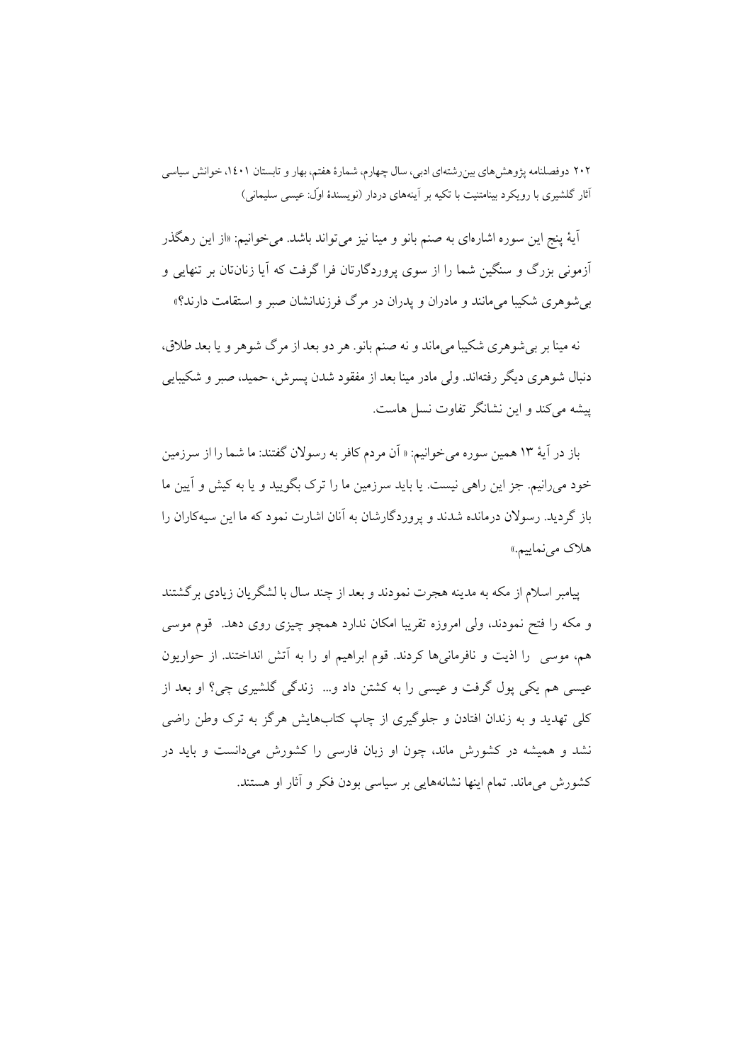آیهٔ پنج این سوره اشاره‌ای به صنم بانو و مینا نیز می‌تواند باشد. می‌خوانیم: «از این رهگذر آزمونی بزرگ و سنگین شما را از سوی پروردگارتان فرا گرفت که آیا زنان‌تان بر تنهایی و بی‌شوهری شکیبا می‌مانند و مادران و پدران در مرگ فرزندانشان صبر و استقامت دارند؟»

نه مینا بر بی‌شوهری شکیبا می‌ماند و نه صنم بانو. هر دو بعد از مرگ شوهر و یا بعد طلاق، دنبال شوهری دیگر رفته‌اند. ولی مادر مینا بعد از مفقود شدن پسرش، حمید، صبر و شکیبایی پیشه می‌کند و این نشانگر تفاوت نسل هاست.

باز در آیهٔ ۱۳ همین سوره می‌خوانیم: « آن مردم کافر به رسولان گفتند: ما شما را از سرزمین خود می‌رانیم. جز این راهی نیست. یا باید سرزمین ما را ترک بگویید و یا به کیش و آیین ما باز گردید. رسولان درمانده شدند و پروردگارشان به آنان اشارت نمود که ما این سیه‌کاران را هلاک می‌نماییم.»

پیامبر اسلام از مکه به مدینه هجرت نمودند و بعد از چند سال با لشگریان زیادی برگشتند و مکه را فتح نمودند، ولی امروزه تقریبا امکان ندارد همچو چیزی روی دهد. قوم موسی هم، موسی را اذیت و نافرمانی‌ها کردند. قوم ابراهیم او را به آتش انداختند. از حواریون عیسی هم یکی پول گرفت و عیسی را به کشتن داد و... زندگی گلشیری چی؟ او بعد از کلی تهدید و به زندان افتادن و جلوگیری از چاپ کتاب‌هایش هرگز به ترک وطن راضی نشد و همیشه در کشورش ماند، چون او زبان فارسی را کشورش می‌دانست و باید در کشورش می‌ماند. تمام اینها نشانه‌هایی بر سیاسی بودن فکر و آثار او هستند.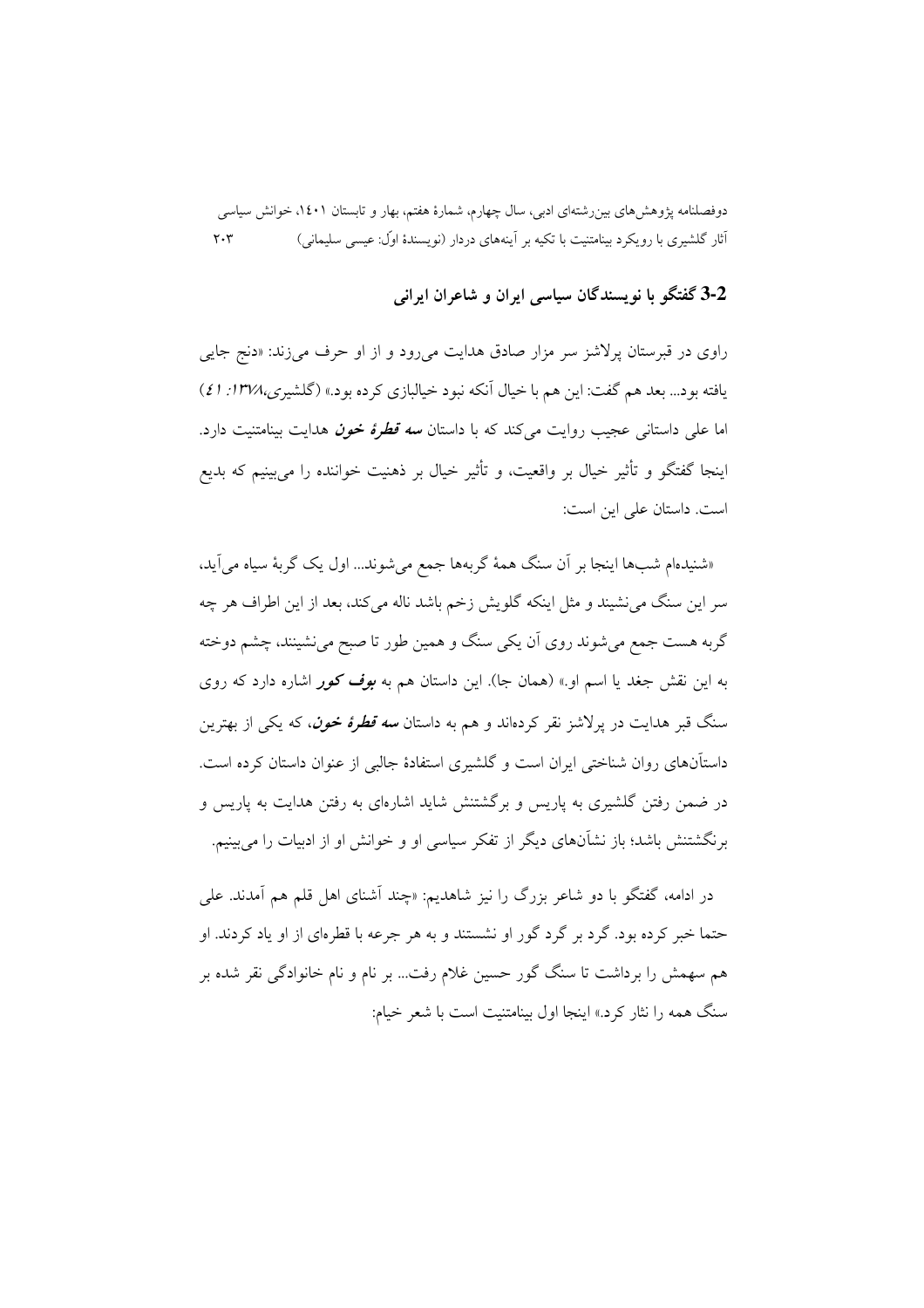## 3-2 گفتگو با نویسندگان سیاسی ایران و شاعران ایرانی

راوی در قبرستان پرلاشز سر مزار صادق هدایت می‌رود و از او حرف می‌زند: «دنج جایی یافته بود... بعد هم گفت: این هم با خیال آنکه نبود خیالبازی کرده بود.» (گلشیری،۱۳۷۸: ٤١) اما علی داستانی عجیب روایت می‌کند که با داستان ***سه قطرهٔ خون*** هدایت بینامتنیت دارد. اینجا گفتگو و تأثیر خیال بر واقعیت، و تأثیر خیال بر ذهنیت خواننده را می‌بینیم که بدیع است. داستان علی این است:

«شنیده‌ام شب‌ها اینجا بر آن سنگ همهٔ گربه‌ها جمع می‌شوند... اول یک گربهٔ سیاه می‌آید، سر این سنگ می‌نشیند و مثل اینکه گلویش زخم باشد ناله می‌کند، بعد از این اطراف هر چه گربه هست جمع می‌شوند روی آن یکی سنگ و همین طور تا صبح می‌نشینند، چشم دوخته به این نقش جغد یا اسم او.» (همان جا). این داستان هم به ***بوف کور*** اشاره دارد که روی سنگ قبر هدایت در پرلاشز نقر کرده‌اند و هم به داستان ***سه قطرهٔ خون***، که یکی از بهترین داستان‌های روان شناختی ایران است و گلشیری استفادهٔ جالبی از عنوان داستان کرده است. در ضمن رفتن گلشیری به پاریس و برگشتنش شاید اشاره‌ای به رفتن هدایت به پاریس و برنگشتنش باشد؛ باز نشان‌های دیگر از تفکر سیاسی او و خوانش او از ادبیات را می‌بینیم.

در ادامه، گفتگو با دو شاعر بزرگ را نیز شاهدیم: «چند آشنای اهل قلم هم آمدند. علی حتما خبر کرده بود. گرد بر گرد گور او نشستند و به هر جرعه با قطره‌ای از او یاد کردند. او هم سهمش را برداشت تا سنگ گور حسین غلام رفت... بر نام و نام خانوادگی نقر شده بر سنگ همه را نثار کرد.» اینجا اول بینامتنیت است با شعر خیام: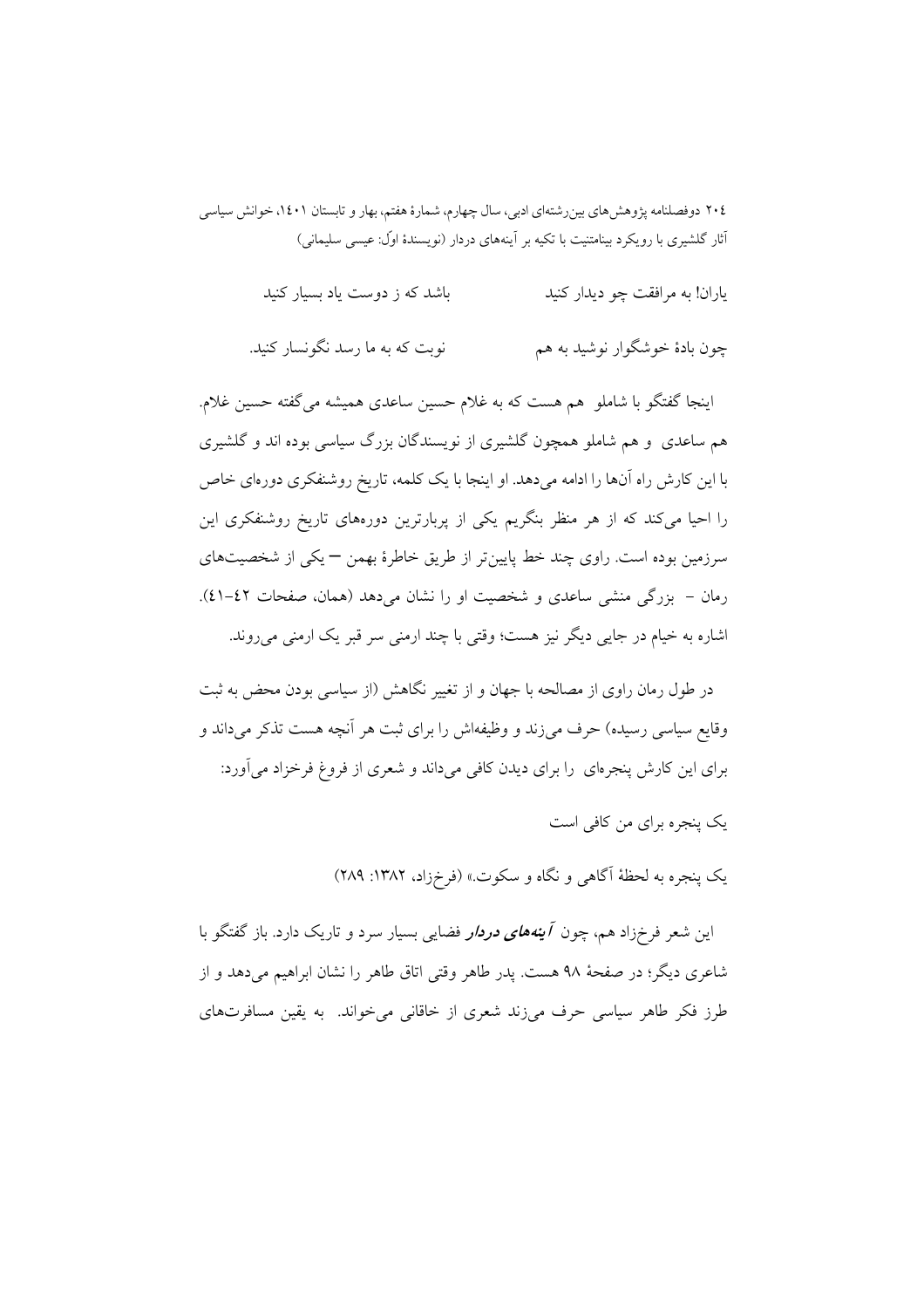یاران! به مرافقت چو دیدار کنید　　　باشد که ز دوست یاد بسیار کنید

چون بادهٔ خوشگوار نوشید به هم　　　نوبت که به ما رسد نگونسار کنید.

اینجا گفتگو با شاملو هم هست که به غلام حسین ساعدی همیشه می‌گفته حسین غلام. هم ساعدی و هم شاملو همچون گلشیری از نویسندگان بزرگ سیاسی بوده اند و گلشیری با این کارش راه آن‌ها را ادامه می‌دهد. او اینجا با یک کلمه، تاریخ روشنفکری دوره‌ای خاص را احیا می‌کند که از هر منظر بنگریم یکی از پربارترین دوره‌های تاریخ روشنفکری این سرزمین بوده است. راوی چند خط پایین‌تر از طریق خاطرهٔ بهمن – یکی از شخصیت‌های رمان – بزرگی منشی ساعدی و شخصیت او را نشان می‌دهد (همان، صفحات ٤٢–٤١). اشاره به خیام در جایی دیگر نیز هست؛ وقتی با چند ارمنی سر قبر یک ارمنی می‌روند.

در طول رمان راوی از مصالحه با جهان و از تغییر نگاهش (از سیاسی بودن محض به ثبت وقایع سیاسی رسیده) حرف می‌زند و وظیفه‌اش را برای ثبت هر آنچه هست تذکر می‌داند و برای این کارش پنجره‌ای را برای دیدن کافی می‌داند و شعری از فروغ فرخزاد می‌آورد:

یک پنجره برای من کافی است

یک پنجره به لحظهٔ آگاهی و نگاه و سکوت.» (فرخزاد، ١٣٨٢: ٢٨٩)

این شعر فرخزاد هم، چون ***آینه‌های دردار*** فضایی بسیار سرد و تاریک دارد. باز گفتگو با شاعری دیگر؛ در صفحهٔ ٩٨ هست. پدر طاهر وقتی اتاق طاهر را نشان ابراهیم می‌دهد و از طرز فکر طاهر سیاسی حرف می‌زند شعری از خاقانی می‌خواند. به یقین مسافرت‌های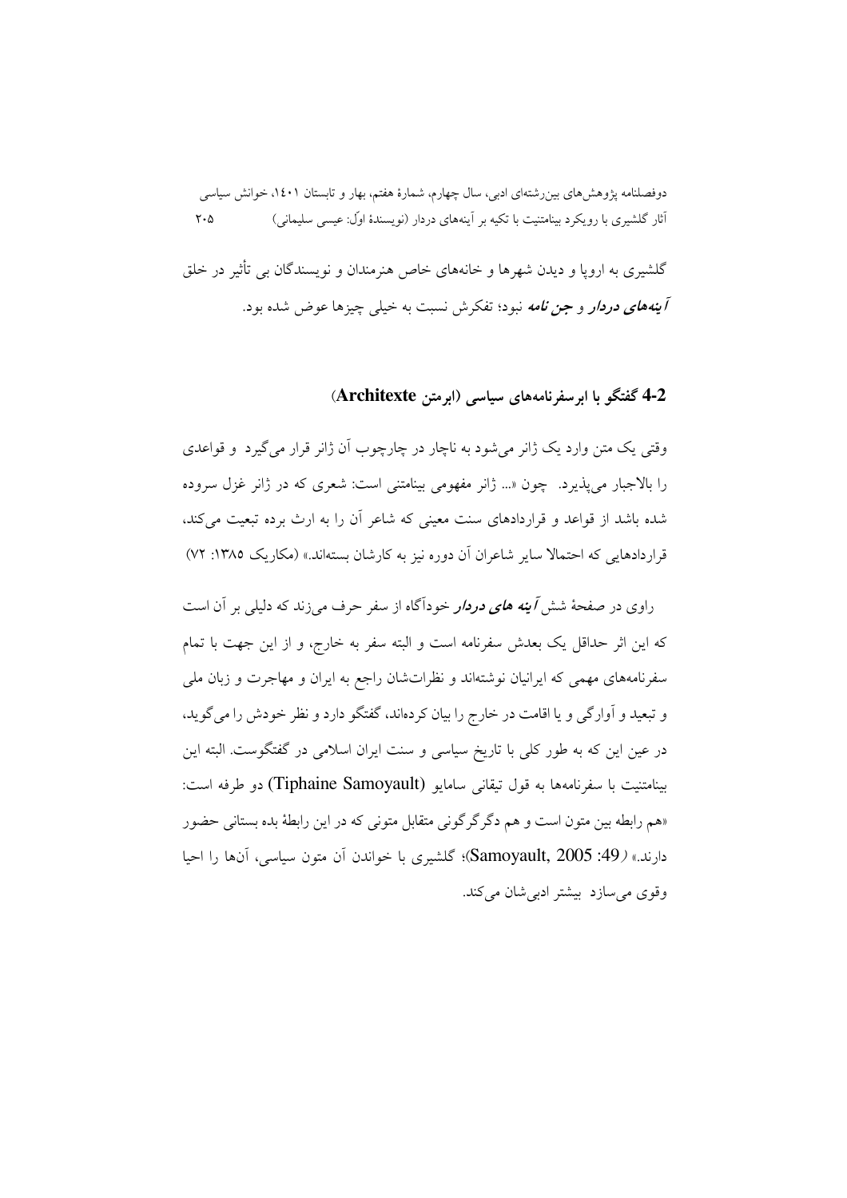گلشیری به اروپا و دیدن شهرها و خانه‌های خاص هنرمندان و نویسندگان بی تأثیر در خلق ***آینه‌های دردار*** و ***جن نامه*** نبود؛ تفکرش نسبت به خیلی چیزها عوض شده بود.

## 4-2 گفتگو با ابرسفرنامه‌های سیاسی (ابرمتن Architexte)

وقتی یک متن وارد یک ژانر می‌شود به ناچار در چارچوب آن ژانر قرار می‌گیرد و قواعدی را بالاجبار می‌پذیرد. چون «... ژانر مفهومی بینامتنی است: شعری که در ژانر غزل سروده شده باشد از قواعد و قراردادهای سنت معینی که شاعر آن را به ارث برده تبعیت می‌کند، قراردادهایی که احتمالا سایر شاعران آن دوره نیز به کارشان بسته‌اند.» (مکاریک ۱۳۸۵: ۷۲)

راوی در صفحهٔ شش ***آینه های دردار*** خودآگاه از سفر حرف می‌زند که دلیلی بر آن است که این اثر حداقل یک بعدش سفرنامه است و البته سفر به خارج، و از این جهت با تمام سفرنامه‌های مهمی که ایرانیان نوشته‌اند و نظرات‌شان راجع به ایران و مهاجرت و زبان ملی و تبعید و آوارگی و یا اقامت در خارج را بیان کرده‌اند، گفتگو دارد و نظر خودش را می‌گوید، در عین این که به طور کلی با تاریخ سیاسی و سنت ایران اسلامی در گفتگوست. البته این بینامتنیت با سفرنامه‌ها به قول تیفانی سامایو (Tiphaine Samoyault) دو طرفه است: «هم رابطه بین متون است و هم دگرگرگونی متقابل متونی که در این رابطهٔ بده بستانی حضور دارند.» (Samoyault, 2005 :49)؛ گلشیری با خواندن آن متون سیاسی، آنها را احیا وقوی می‌سازد بیشتر ادبی‌شان می‌کند.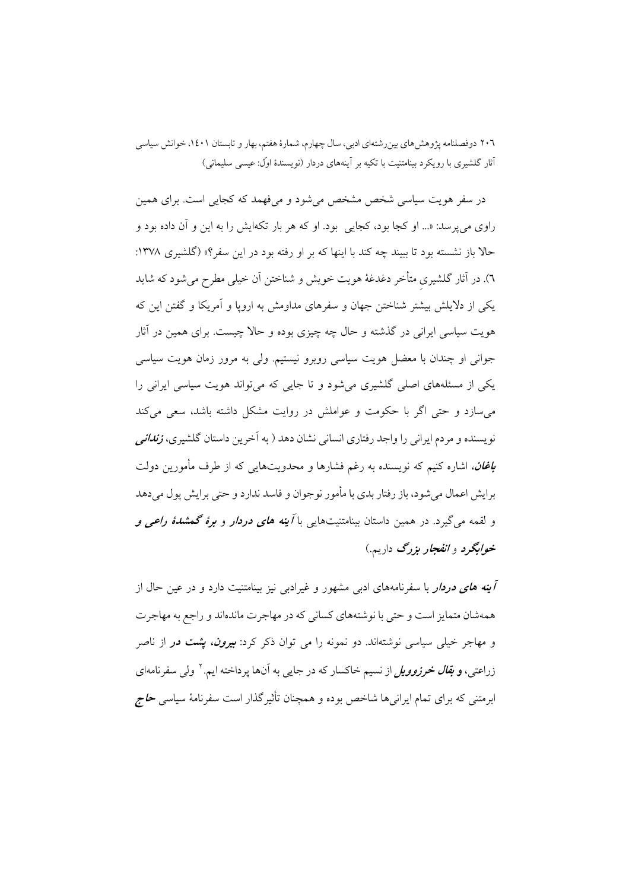در سفر هویت سیاسی شخص مشخص می‌شود و می‌فهمد که کجایی است. برای همین راوی می‌پرسد: «... او کجا بود، کجایی بود. او که هر بار تکه‌ایش را به این و آن داده بود و حالا باز نشسته بود تا ببیند چه کند با اینها که بر او رفته بود در این سفر؟» (گلشیری ۱۳۷۸: ٦). در آثار گلشیریِ متأخر دغدغهٔ هویت خویش و شناختن آن خیلی مطرح می‌شود که شاید یکی از دلایلش بیشتر شناختن جهان و سفرهای مداومش به اروپا و آمریکا و گفتن این که هویت سیاسی ایرانی در گذشته و حال چه چیزی بوده و حالا چیست. برای همین در آثار جوانی او چندان با معضل هویت سیاسی روبرو نیستیم. ولی به مرور زمان هویت سیاسی یکی از مسئله‌های اصلی گلشیری می‌شود و تا جایی که می‌تواند هویت سیاسی ایرانی را می‌سازد و حتی اگر با حکومت و عواملش در روایت مشکل داشته باشد، سعی می‌کند نویسنده و مردم ایرانی را واجد رفتاری انسانی نشان دهد ( به آخرین داستان گلشیری، ***زندانی باغان***، اشاره کنیم که نویسنده به رغم فشارها و محدویت‌هایی که از طرف مأمورین دولت برایش اعمال می‌شود، باز رفتار بدی با مأمور نوجوان و فاسد ندارد و حتی برایش پول می‌دهد و لقمه می‌گیرد. در همین داستان بینامتنیت‌هایی با ***آینه های دردار*** و ***برهٔ گمشدهٔ راعی و خوابگرد*** و ***انفجار بزرگ*** داریم.)

***آینه های دردار*** با سفرنامه‌های ادبی مشهور و غیرادبی نیز بینامتنیت دارد و در عین حال از همه‌شان متمایز است و حتی با نوشته‌های کسانی که در مهاجرت مانده‌اند و راجع به مهاجرت و مهاجر خیلی سیاسی نوشته‌اند. دو نمونه را می توان ذکر کرد: ***بیرون، پشت در*** از ناصر زراعتی، ***و بقال خرزوویل*** از نسیم خاکسار که در جایی به آن‌ها پرداخته ایم.[۲] ولی سفرنامه‌ای ابرمتنی که برای تمام ایرانی‌ها شاخص بوده و همچنان تأثیرگذار است سفرنامهٔ سیاسی ***حاج***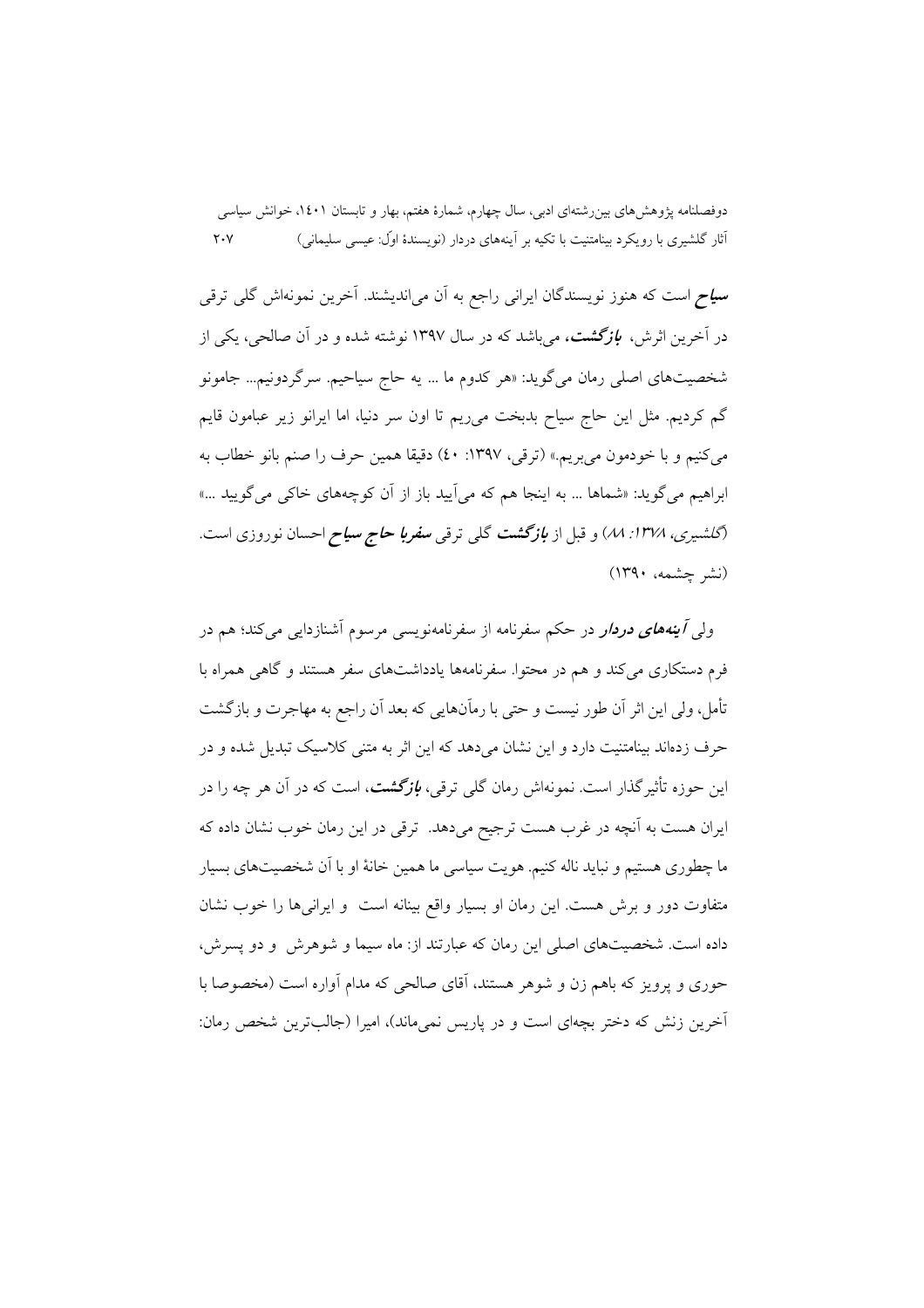**سیاح** است که هنوز نویسندگان ایرانی راجع به آن می‌اندیشند. آخرین نمونه‌اش گلی ترقی در آخرین اثرش، ***بازگشت***، می‌باشد که در سال ۱۳۹۷ نوشته شده و در آن صالحی، یکی از شخصیت‌های اصلی رمان می‌گوید: «هر کدوم ما ... یه حاج سیاحیم. سرگردونیم... جامونو گم کردیم. مثل این حاج سیاح بدبخت می‌ریم تا اون سر دنیا، اما ایرانو زیر عبامون قایم می‌کنیم و با خودمون می‌بریم.» (ترقی، ۱۳۹۷: ٤٠) دقیقا همین حرف را صنم بانو خطاب به ابراهیم می‌گوید: «شماها ... به اینجا هم که می‌آیید باز از آن کوچه‌های خاکی می‌گویید ...» (*گلشیری، ۱۳۷۸: ۸۸*) و قبل از ***بازگشت*** گلی ترقی ***سفربا حاج سیاح*** احسان نوروزی است. (نشر چشمه، ۱۳۹۰)

ولی ***آینه‌های دردار*** در حکم سفرنامه از سفرنامه‌نویسی مرسوم آشنازدایی می‌کند؛ هم در فرم دستکاری می‌کند و هم در محتوا. سفرنامه‌ها یادداشت‌های سفر هستند و گاهی همراه با تأمل، ولی این اثر آن طور نیست و حتی با رمان‌هایی که بعد آن راجع به مهاجرت و بازگشت حرف زده‌اند بینامتنیت دارد و این نشان می‌دهد که این اثر به متنی کلاسیک تبدیل شده و در این حوزه تأثیرگذار است. نمونه‌اش رمان گلی ترقی، ***بازگشت***، است که در آن هر چه را در ایران هست به آنچه در غرب هست ترجیح می‌دهد. ترقی در این رمان خوب نشان داده که ما چطوری هستیم و نباید ناله کنیم. هویت سیاسی ما همین خانهٔ او با آن شخصیت‌های بسیار متفاوت دور و برش هست. این رمان او بسیار واقع بینانه است و ایرانی‌ها را خوب نشان داده است. شخصیت‌های اصلی این رمان که عبارتند از: ماه سیما و شوهرش و دو پسرش، حوری و پرویز که باهم زن و شوهر هستند، آقای صالحی که مدام آواره است (مخصوصا با آخرین زنش که دختر بچه‌ای است و در پاریس نمی‌ماند)، امیرا (جالب‌ترین شخص رمان: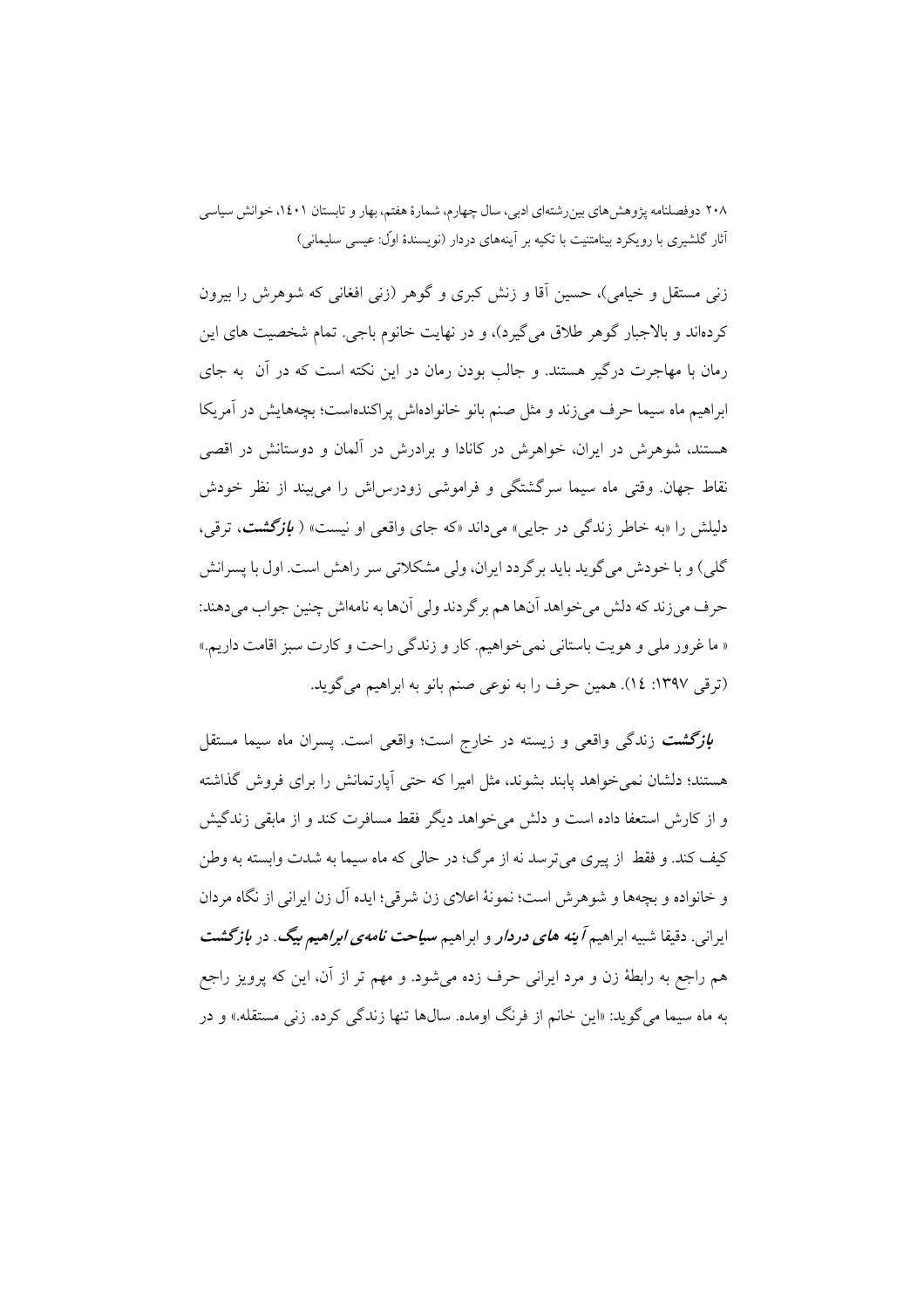زنی مستقل و خیامی)، حسین آقا و زنش کبری و گوهر (زنی افغانی که شوهرش را بیرون کرده‌اند و بالاجبار گوهر طلاق می‌گیرد)، و در نهایت خانوم باجی. تمام شخصیت های این رمان با مهاجرت درگیر هستند. و جالب بودن رمان در این نکته است که در آن به جای ابراهیم ماه سیما حرف می‌زند و مثل صنم بانو خانواده‌اش پراکنده‌است؛ بچه‌هایش در آمریکا هستند، شوهرش در ایران، خواهرش در کانادا و برادرش در آلمان و دوستانش در اقصی نقاط جهان. وقتی ماه سیما سرگشتگی و فراموشی زودرس‌اش را می‌بیند از نظر خودش دلیلش را «به خاطر زندگی در جایی» می‌داند «که جای واقعی او نیست» ( ***بازگشت***، ترقی، گلی) و با خودش می‌گوید باید برگردد ایران، ولی مشکلاتی سر راهش است. اول با پسرانش حرف می‌زند که دلش می‌خواهد آن‌ها هم برگردند ولی آن‌ها به نامه‌اش چنین جواب می‌دهند: « ما غرور ملی و هویت باستانی نمی‌خواهیم. کار و زندگی راحت و کارت سبز اقامت داریم.» (ترقی ١٣٩٧: ١٤). همین حرف را به نوعی صنم بانو به ابراهیم می‌گوید.

***بازگشت*** زندگی واقعی و زیسته در خارج است؛ واقعی است. پسران ماه سیما مستقل هستند؛ دلشان نمی‌خواهد پابند بشوند، مثل امیرا که حتی آپارتمانش را برای فروش گذاشته و از کارش استعفا داده است و دلش می‌خواهد دیگر فقط مسافرت کند و از مابقی زندگیش کیف کند. و فقط از پیری می‌ترسد نه از مرگ؛ در حالی که ماه سیما به شدت وابسته به وطن و خانواده و بچه‌ها و شوهرش است؛ نمونهٔ اعلای زن شرقی؛ ایده آل زن ایرانی از نگاه مردان ایرانی. دقیقا شبیه ابراهیم ***آینه های دردار*** و ابراهیم ***سیاحت نامه‌ی ابراهیم بیگ***. در ***بازگشت*** هم راجع به رابطهٔ زن و مرد ایرانی حرف زده می‌شود. و مهم تر از آن، این که پرویز راجع به ماه سیما می‌گوید: «این خانم از فرنگ اومده. سال‌ها تنها زندگی کرده. زنی مستقله.» و در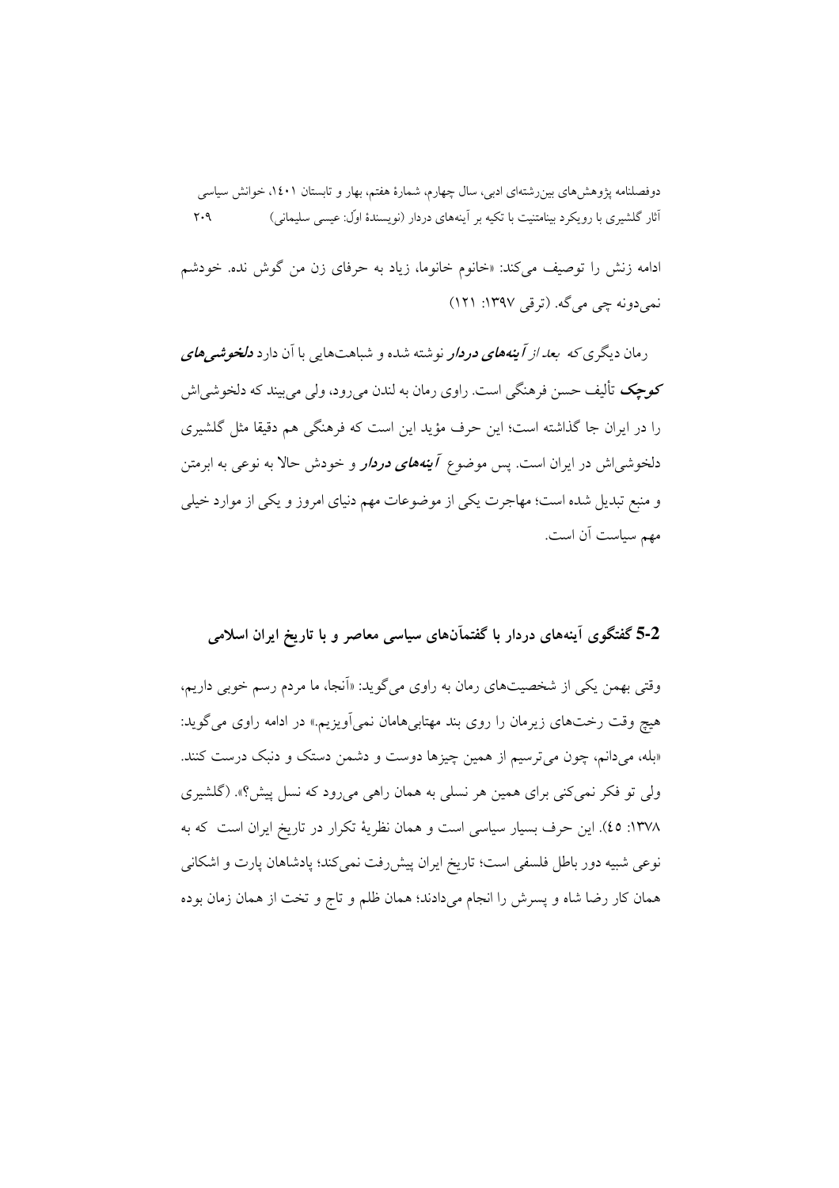ادامه زنش را توصیف می‌کند: «خانوم خانوما، زیاد به حرفای زن من گوش نده. خودشم نمی‌دونه چی می‌گه. (ترقی ۱۳۹۷: ۱۲۱)

رمان دیگری که بعد از ***آینه‌های دردار*** نوشته شده و شباهت‌هایی با آن دارد ***دلخوشی‌های کوچک*** تألیف حسن فرهنگی است. راوی رمان به لندن می‌رود، ولی می‌بیند که دلخوشی‌اش را در ایران جا گذاشته است؛ این حرف مؤید این است که فرهنگی هم دقیقا مثل گلشیری دلخوشی‌اش در ایران است. پس موضوع ***آینه‌های دردار*** و خودش حالا به نوعی به ابرمتن و منبع تبدیل شده است؛ مهاجرت یکی از موضوعات مهم دنیای امروز و یکی از موارد خیلی مهم سیاست آن است.

## 5-2 گفتگوی آینه‌های دردار با گفتمان‌های سیاسی معاصر و با تاریخ ایران اسلامی

وقتی بهمن یکی از شخصیت‌های رمان به راوی می‌گوید: «آنجا، ما مردم رسم خوبی داریم، هیچ وقت رخت‌های زیرمان را روی بند مهتابی‌هامان نمی‌آویزیم.» در ادامه راوی می‌گوید: «بله، می‌دانم، چون می‌ترسیم از همین چیزها دوست و دشمن دستک و دنبک درست کنند. ولی تو فکر نمی‌کنی برای همین هر نسلی به همان راهی می‌رود که نسل پیش؟». (گلشیری ۱۳۷۸: ٤٥). این حرف بسیار سیاسی است و همان نظریهٔ تکرار در تاریخ ایران است که به نوعی شبیه دور باطل فلسفی است؛ تاریخ ایران پیش‌رفت نمی‌کند؛ پادشاهان پارت و اشکانی همان کار رضا شاه و پسرش را انجام می‌دادند؛ همان ظلم و تاج و تخت از همان زمان بوده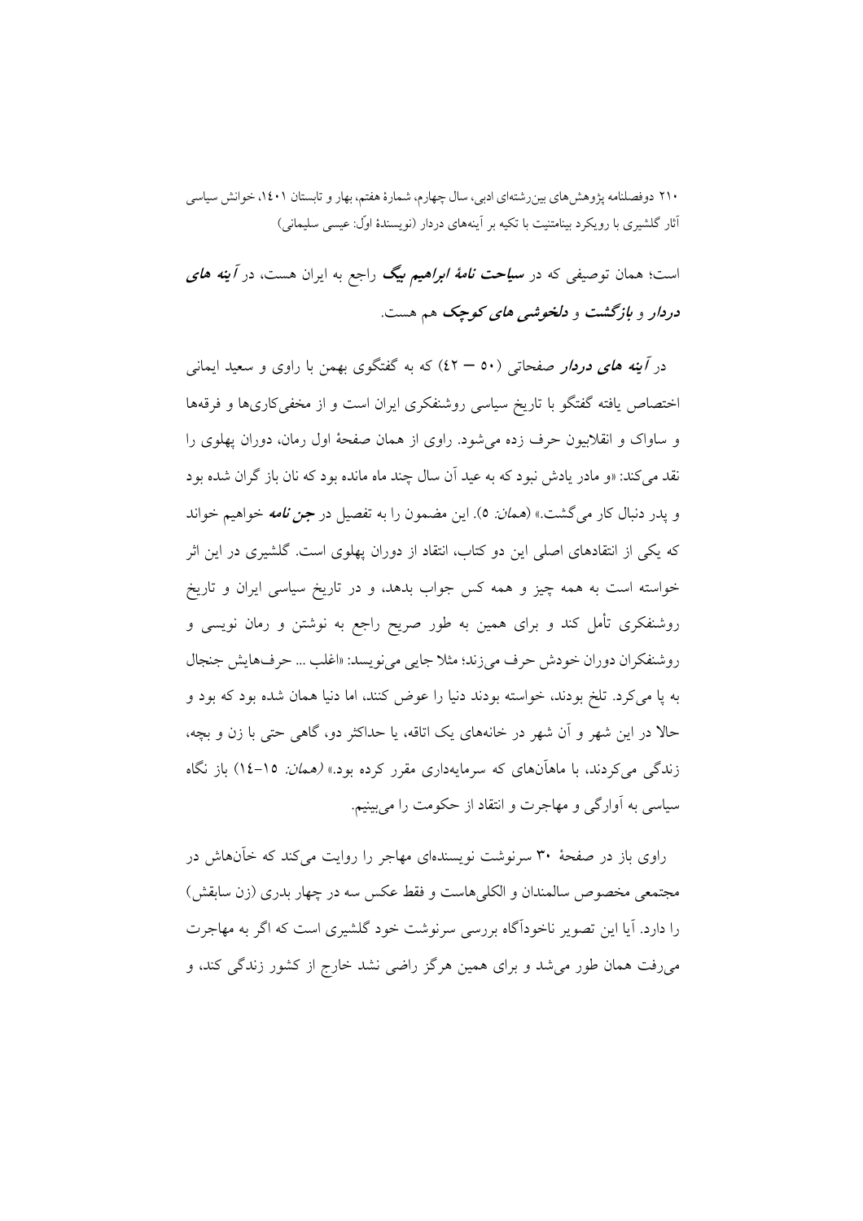است؛ همان توصیفی که در ***سیاحت نامهٔ ابراهیم بیگ*** راجع به ایران هست، در ***آینه های دردار*** و ***بازگشت*** و ***دلخوشی های کوچک*** هم هست.

در ***آینه های دردار*** صفحاتی (۵۰ – ٤۲) که به گفتگوی بهمن با راوی و سعید ایمانی اختصاص یافته گفتگو با تاریخ سیاسی روشنفکری ایران است و از مخفی‌کاری‌ها و فرقه‌ها و ساواک و انقلابیون حرف زده می‌شود. راوی از همان صفحهٔ اول رمان، دوران پهلوی را نقد می‌کند: «و مادر یادش نبود که به عید آن سال چند ماه مانده بود که نان باز گران شده بود و پدر دنبال کار می‌گشت.» (*همان:* ۵). این مضمون را به تفصیل در ***جن نامه*** خواهیم خواند که یکی از انتقادهای اصلی این دو کتاب، انتقاد از دوران پهلوی است. گلشیری در این اثر خواسته است به همه چیز و همه کس جواب بدهد، و در تاریخ سیاسی ایران و تاریخ روشنفکری تأمل کند و برای همین به طور صریح راجع به نوشتن و رمان نویسی و روشنفکران دوران خودش حرف می‌زند؛ مثلا جایی می‌نویسد: «اغلب ... حرف‌هایش جنجال به پا می‌کرد. تلخ بودند، خواسته بودند دنیا را عوض کنند، اما دنیا همان شده بود که بود و حالا در این شهر و آن شهر در خانه‌های یک اتاقه، یا حداکثر دو، گاهی حتی با زن و بچه، زندگی می‌کردند، با ماهآن‌های که سرمایه‌داری مقرر کرده بود.» (*همان:* ۱۵–۱٤) باز نگاه سیاسی به آوارگی و مهاجرت و انتقاد از حکومت را می‌بینیم.

راوی باز در صفحهٔ ۳۰ سرنوشت نویسنده‌ای مهاجر را روایت می‌کند که خآن‌هاش در مجتمعی مخصوص سالمندان و الکلی‌هاست و فقط عکس سه در چهار بدری (زن سابقش) را دارد. آیا این تصویر ناخودآگاه بررسی سرنوشت خود گلشیری است که اگر به مهاجرت می‌رفت همان طور می‌شد و برای همین هرگز راضی نشد خارج از کشور زندگی کند، و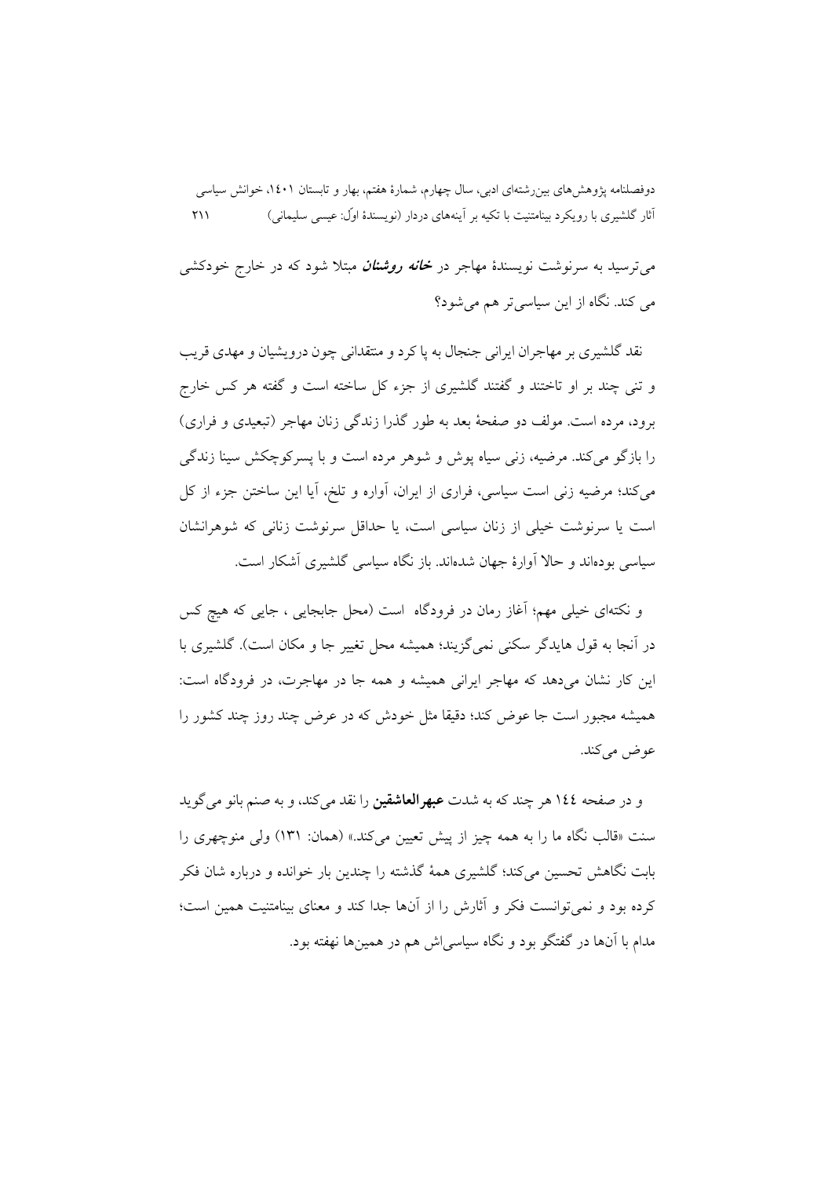می‌ترسید به سرنوشت نویسندهٔ مهاجر در ***خانه روشنان*** مبتلا شود که در خارج خودکشی می کند. نگاه از این سیاسی‌تر هم می‌شود؟

نقد گلشیری بر مهاجران ایرانی جنجال به پا کرد و منتقدانی چون درویشیان و مهدی قریب و تنی چند بر او تاختند و گفتند گلشیری از جزء کل ساخته است و گفته هر کس خارج برود، مرده است. مولف دو صفحهٔ بعد به طور گذرا زندگی زنان مهاجر (تبعیدی و فراری) را بازگو می‌کند. مرضیه، زنی سیاه پوش و شوهر مرده است و با پسرکوچکش سینا زندگی می‌کند؛ مرضیه زنی است سیاسی، فراری از ایران، آواره و تلخ، آیا این ساختن جزء از کل است یا سرنوشت خیلی از زنان سیاسی است، یا حداقل سرنوشت زنانی که شوهرانشان سیاسی بوده‌اند و حالا آوارهٔ جهان شده‌اند. باز نگاه سیاسی گلشیری آشکار است.

و نکته‌ای خیلی مهم؛ آغاز رمان در فرودگاه است (محل جابجایی ، جایی که هیچ کس در آنجا به قول هایدگر سکنی نمی‌گزیند؛ همیشه محل تغییر جا و مکان است). گلشیری با این کار نشان می‌دهد که مهاجر ایرانی همیشه و همه جا در مهاجرت، در فرودگاه است: همیشه مجبور است جا عوض کند؛ دقیقا مثل خودش که در عرض چند روز چند کشور را عوض می‌کند.

و در صفحه ١٤٤ هر چند که به شدت **عبهرالعاشقین** را نقد می‌کند، و به صنم بانو می‌گوید سنت «قالب نگاه ما را به همه چیز از پیش تعیین می‌کند.» (همان: ١٣١) ولی منوچهری را بابت نگاهش تحسین می‌کند؛ گلشیری همهٔ گذشته را چندین بار خوانده و درباره شان فکر کرده بود و نمی‌توانست فکر و آثارش را از آن‌ها جدا کند و معنای بینامتنیت همین است؛ مدام با آن‌ها در گفتگو بود و نگاه سیاسی‌اش هم در همین‌ها نهفته بود.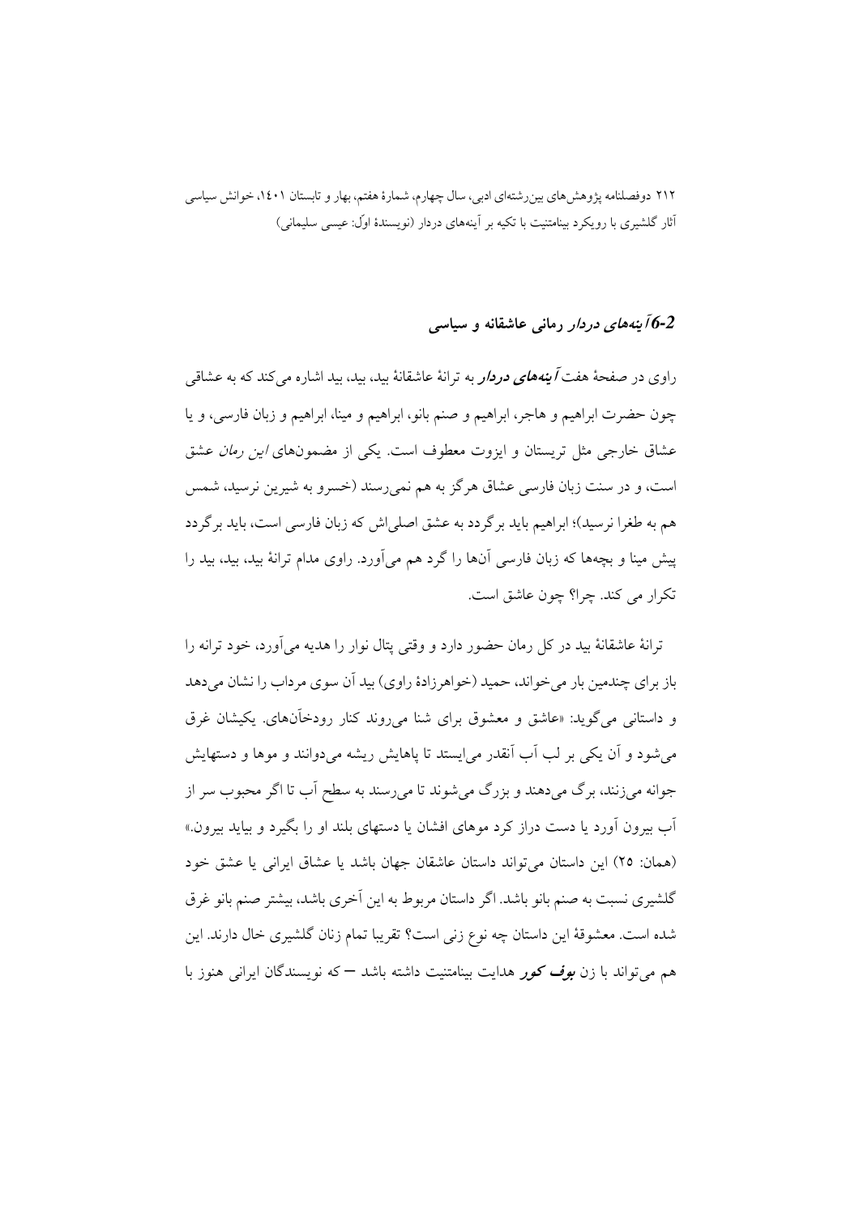## 6-2 *آینه‌های دردار* رمانی عاشقانه و سیاسی

راوی در صفحهٔ هفت ***آینه‌های دردار*** به ترانهٔ عاشقانهٔ بید، بید، بید اشاره می‌کند که به عشاقی چون حضرت ابراهیم و هاجر، ابراهیم و صنم بانو، ابراهیم و مینا، ابراهیم و زبان فارسی، و یا عشاق خارجی مثل تریستان و ایزوت معطوف است. یکی از مضمون‌های *این رمان* عشق است، و در سنت زبان فارسی عشاق هرگز به هم نمی‌رسند (خسرو به شیرین نرسید، شمس هم به طغرا نرسید)؛ ابراهیم باید برگردد به عشق اصلی‌اش که زبان فارسی است، باید برگردد پیش مینا و بچه‌ها که زبان فارسی آن‌ها را گرد هم می‌آورد. راوی مدام ترانهٔ بید، بید، بید را تکرار می کند. چرا؟ چون عاشق است.

ترانهٔ عاشقانهٔ بید در کل رمان حضور دارد و وقتی پتال نوار را هدیه می‌آورد، خود ترانه را باز برای چندمین بار می‌خواند، حمید (خواهرزادهٔ راوی) بید آن سوی مرداب را نشان می‌دهد و داستانی می‌گوید: «عاشق و معشوق برای شنا می‌روند کنار رودخآن‌های. یکیشان غرق می‌شود و آن یکی بر لب آب آنقدر می‌ایستد تا پاهایش ریشه می‌دوانند و موها و دستهایش جوانه می‌زنند، برگ می‌دهند و بزرگ می‌شوند تا می‌رسند به سطح آب تا اگر محبوب سر از آب بیرون آورد یا دست دراز کرد موهای افشان یا دستهای بلند او را بگیرد و بیاید بیرون.» (همان: ۲۵) این داستان می‌تواند داستان عاشقان جهان باشد یا عشاق ایرانی یا عشق خود گلشیری نسبت به صنم بانو باشد. اگر داستان مربوط به این آخری باشد، بیشتر صنم بانو غرق شده است. معشوقهٔ این داستان چه نوع زنی است؟ تقریبا تمام زنان گلشیری خال دارند. این هم می‌تواند با زن ***بوف کور*** هدایت بینامتنیت داشته باشد — که نویسندگان ایرانی هنوز با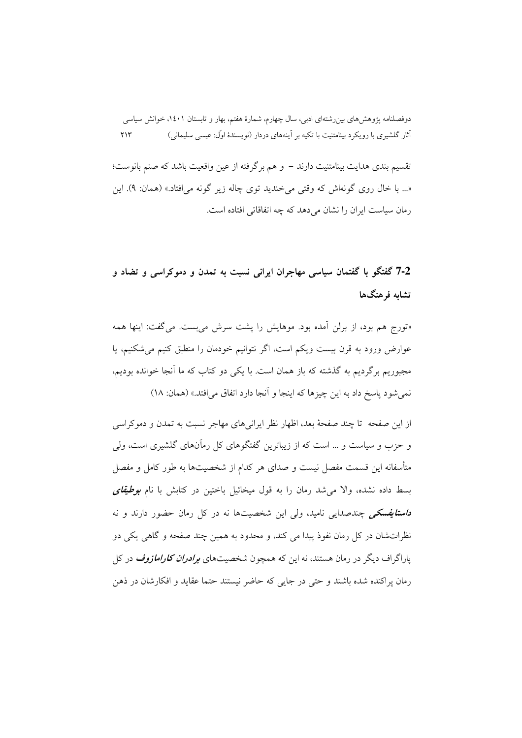تقسیم بندی هدایت بینامتنیت دارند – و هم برگرفته از عین واقعیت باشد که صنم بانوست؛ «... با خال روی گونه‌اش که وقتی می‌خندید توی چاله زیر گونه می‌افتاد.» (همان: ۹). این رمان سیاست ایران را نشان می‌دهد که چه اتفاقاتی افتاده است.

## 7-2 گفتگو با گفتمان سیاسی مهاجران ایرانی نسبت به تمدن و دموکراسی و تضاد و تشابه فرهنگ‌ها

«تورج هم بود، از برلن آمده بود. موهایش را پشت سرش می‌بست. می‌گفت: اینها همه عوارض ورود به قرن بیست ویکم است، اگر نتوانیم خودمان را منطبق کنیم می‌شکنیم، یا مجبوریم برگردیم به گذشته که باز همان است. با یکی دو کتاب که ما آنجا خوانده بودیم، نمی‌شود پاسخ داد به این چیزها که اینجا و آنجا دارد اتفاق می‌افتد.» (همان: ۱۸)

از این صفحه تا چند صفحهٔ بعد، اظهار نظر ایرانی‌های مهاجر نسبت به تمدن و دموکراسی و حزب و سیاست و ... است که از زیباترین گفتگوهای کل رمان‌های گلشیری است، ولی متأسفانه این قسمت مفصل نیست و صدای هر کدام از شخصیت‌ها به طور کامل و مفصل بسط داده نشده، والا می‌شد رمان را به قول میخائیل باختین در کتابش با نام ***بوطیقای داستایفسکی*** چندصدایی نامید، ولی این شخصیت‌ها نه در کل رمان حضور دارند و نه نظرات‌شان در کل رمان نفوذ پیدا می کند، و محدود به همین چند صفحه و گاهی یکی دو پاراگراف دیگر در رمان هستند، نه این که همچون شخصیت‌های ***برادران کارامازوف*** در کل رمان پراکنده شده باشند و حتی در جایی که حاضر نیستند حتما عقاید و افکارشان در ذهن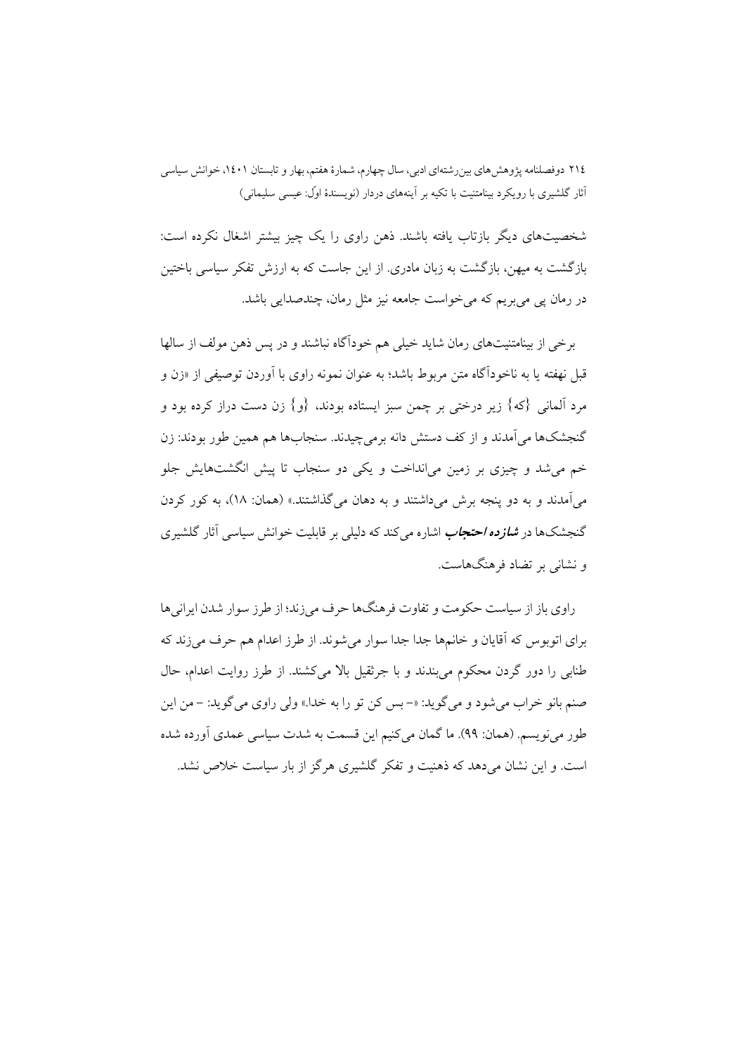شخصیت‌های دیگر بازتاب یافته باشند. ذهن راوی را یک چیز بیشتر اشغال نکرده است: بازگشت به میهن، بازگشت به زبان مادری. از این جاست که به ارزش تفکر سیاسی باختین در رمان پی می‌بریم که می‌خواست جامعه نیز مثل رمان، چندصدایی باشد.

برخی از بینامتنیت‌های رمان شاید خیلی هم خودآگاه نباشند و در پس ذهن مولف از سالها قبل نهفته یا به ناخودآگاه متن مربوط باشد؛ به عنوان نمونه راوی با آوردن توصیفی از «زن و مرد آلمانی {که} زیر درختی بر چمن سبز ایستاده بودند، {و} زن دست دراز کرده بود و گنجشک‌ها می‌آمدند و از کف دستش دانه برمی‌چیدند. سنجاب‌ها هم همین طور بودند: زن خم می‌شد و چیزی بر زمین می‌انداخت و یکی دو سنجاب تا پیش انگشت‌هایش جلو می‌آمدند و به دو پنجه برش می‌داشتند و به دهان می‌گذاشتند.» (همان: ١٨)، به کور کردن گنجشک‌ها در ***شازده احتجاب*** اشاره می‌کند که دلیلی بر قابلیت خوانش سیاسی آثار گلشیری و نشانی بر تضاد فرهنگ‌هاست.

راوی باز از سیاست حکومت و تفاوت فرهنگ‌ها حرف می‌زند؛ از طرز سوار شدن ایرانی‌ها برای اتوبوس که آقایان و خانمها جدا جدا سوار می‌شوند. از طرز اعدام هم حرف می‌زند که طنابی را دور گردن محکوم می‌بندند و با جرثقیل بالا می‌کشند. از طرز روایت اعدام، حال صنم بانو خراب می‌شود و می‌گوید: «– بس کن تو را به خدا.» ولی راوی می‌گوید: – من این طور می‌نویسم. (همان: ٩٩). ما گمان می‌کنیم این قسمت به شدت سیاسی عمدی آورده شده است. و این نشان می‌دهد که ذهنیت و تفکر گلشیری هرگز از بار سیاست خلاص نشد.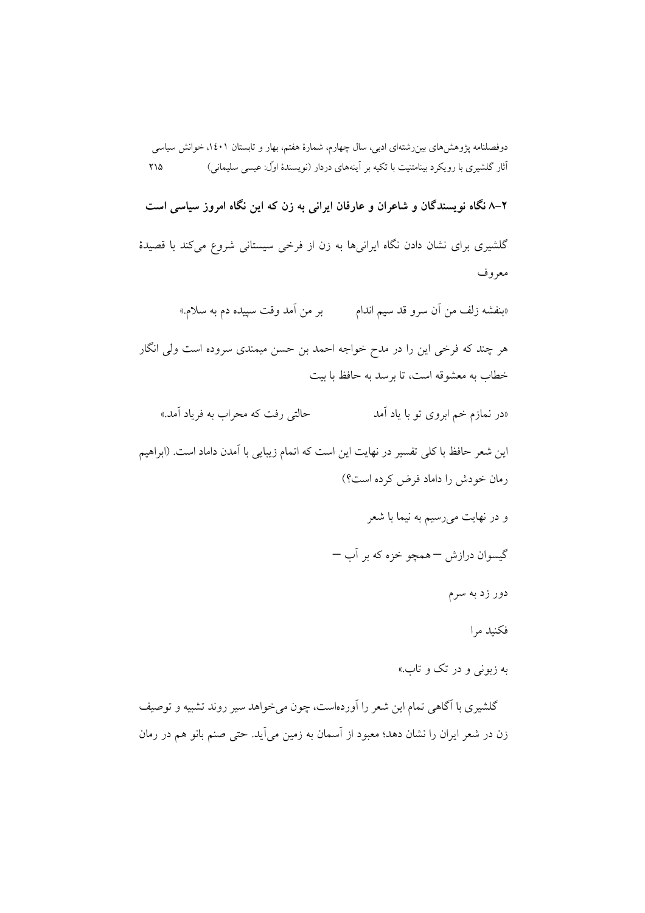## ۲-۸ نگاه نویسندگان و شاعران و عارفان ایرانی به زن که این نگاه امروز سیاسی است

گلشیری برای نشان دادن نگاه ایرانی‌ها به زن از فرخی سیستانی شروع می‌کند با قصیدهٔ معروف

«بنفشه زلف من آن سرو قد سیم اندام بر من آمد وقت سپیده دم به سلام.»

هر چند که فرخی این را در مدح خواجه احمد بن حسن میمندی سروده است ولی انگار خطاب به معشوقه است، تا برسد به حافظ با بیت

«در نمازم خم ابروی تو با یاد آمد حالتی رفت که محراب به فریاد آمد.»

این شعر حافظ با کلی تفسیر در نهایت این است که اتمام زیبایی با آمدن داماد است. (ابراهیم رمان خودش را داماد فرض کرده است؟)

و در نهایت می‌رسیم به نیما با شعر

گیسوان درازش – همچو خزه که بر آب –

دور زد به سرم

فکنید مرا

به زبونی و در تک و تاب.»

گلشیری با آگاهی تمام این شعر را آورده‌است، چون می‌خواهد سیر روند تشبیه و توصیف زن در شعر ایران را نشان دهد؛ معبود از آسمان به زمین می‌آید. حتی صنم بانو هم در رمان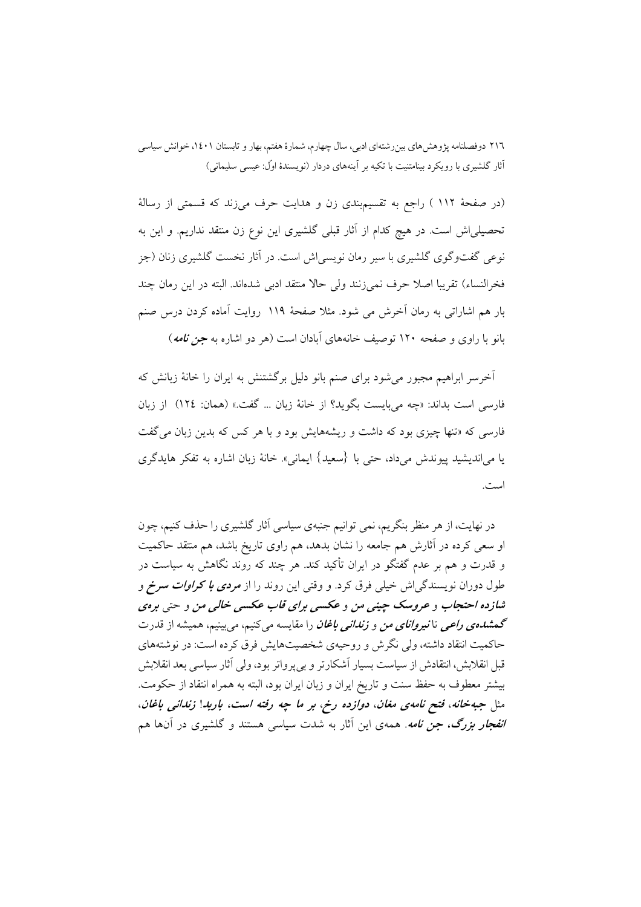(در صفحهٔ ۱۱۲ ) راجع به تقسیم‌بندی زن و هدایت حرف می‌زند که قسمتی از رسالهٔ تحصیلی‌اش است. در هیچ کدام از آثار قبلی گلشیری این نوع زن منتقد نداریم. و این به نوعی گفت‌وگوی گلشیری با سیر رمان نویسی‌اش است. در آثار نخست گلشیری زنان (جز فخرالنساء) تقریبا اصلا حرف نمی‌زنند ولی حالا منتقد ادبی شده‌اند. البته در این رمان چند بار هم اشاراتی به رمان آخرش می شود. مثلا صفحهٔ ۱۱۹ روایت آماده کردن درس صنم بانو با راوی و صفحه ۱۲۰ توصیف خانه‌های آبادان است (هر دو اشاره به ***جن نامه***)

آخرسر ابراهیم مجبور می‌شود برای صنم بانو دلیل برگشتنش به ایران را خانهٔ زبانش که فارسی است بداند: «چه می‌بایست بگوید؟ از خانهٔ زبان ... گفت.» (همان: ۱۲٤) از زبان فارسی که «تنها چیزی بود که داشت و ریشه‌هایش بود و با هر کس که بدین زبان می‌گفت یا می‌اندیشید پیوندش می‌داد، حتی با {سعید} ایمانی». خانهٔ زبان اشاره به تفکر هایدگری است.

در نهایت، از هر منظر بنگریم، نمی توانیم جنبه‌ی سیاسی آثار گلشیری را حذف کنیم، چون او سعی کرده در آثارش هم جامعه را نشان بدهد، هم راوی تاریخ باشد، هم منتقد حاکمیت و قدرت و هم بر عدم گفتگو در ایران تأکید کند. هر چند که روند نگاهش به سیاست در طول دوران نویسندگی‌اش خیلی فرق کرد. و وقتی این روند را از ***مردی با کراوات سرخ*** و ***شازده احتجاب*** و ***عروسک چینی من*** و ***عکسی برای قاب عکسی خالی من*** و حتی ***بره‌ی گمشده‌ی راعی*** تا ***نیروانای من*** و ***زندانی باغان*** را مقایسه می‌کنیم، می‌بینیم، همیشه از قدرت حاکمیت انتقاد داشته، ولی نگرش و روحیه‌ی شخصیت‌هایش فرق کرده است: در نوشته‌های قبل انقلابش، انتقادش از سیاست بسیار آشکارتر و بی‌پرواتر بود، ولی آثار سیاسی بعد انقلابش بیشتر معطوف به حفظ سنت و تاریخ ایران و زبان ایران بود، البته به همراه انتقاد از حکومت. مثل ***جبه‌خانه***، ***فتح نامه‌ی مغان***، ***دوازده رخ***، ***بر ما چه رفته است، باربد! زندانی باغان***، ***انفجار بزرگ***، ***جن نامه***. همه‌ی این آثار به شدت سیاسی هستند و گلشیری در آن‌ها هم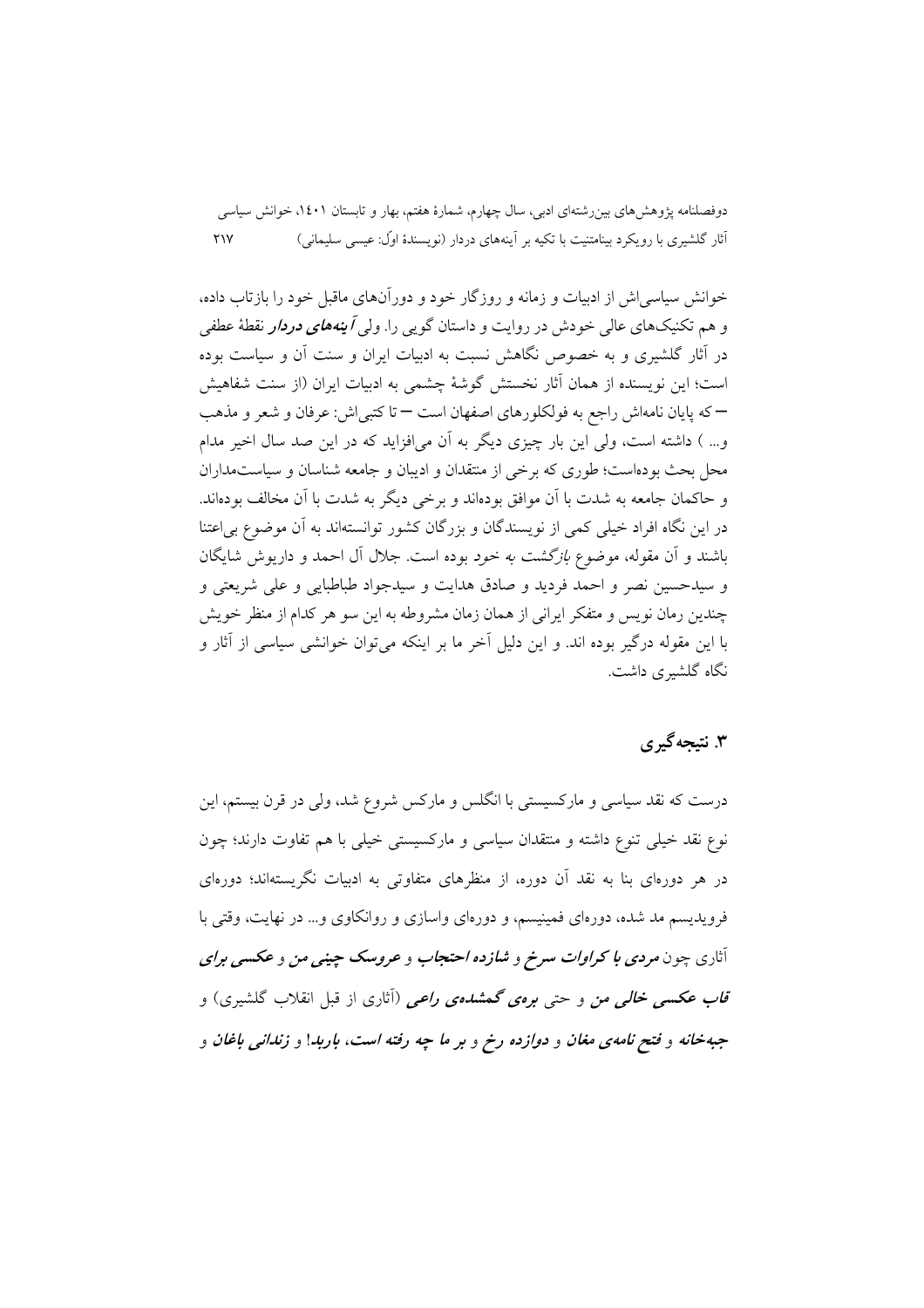خوانش سیاسی‌اش از ادبیات و زمانه و روزگار خود و دورآن‌های ماقبل خود را بازتاب داده، و هم تکنیک‌های عالی خودش در روایت و داستان گویی را. ولی ***آینه‌های دردار*** نقطهٔ عطفی در آثار گلشیری و به خصوص نگاهش نسبت به ادبیات ایران و سنت آن و سیاست بوده است؛ این نویسنده از همان آثار نخستش گوشهٔ چشمی به ادبیات ایران (از سنت شفاهیش –که پایان نامه‌اش راجع به فولکلورهای اصفهان است– تا کتبی‌اش: عرفان و شعر و مذهب و... ) داشته است، ولی این بار چیزی دیگر به آن می‌افزاید که در این صد سال اخیر مدام محل بحث بوده‌است؛ طوری که برخی از منتقدان و ادیبان و جامعه شناسان و سیاست‌مداران و حاکمان جامعه به شدت با آن موافق بوده‌اند و برخی دیگر به شدت با آن مخالف بوده‌اند. در این نگاه افراد خیلی کمی از نویسندگان و بزرگان کشور توانسته‌اند به آن موضوع بی‌اعتنا باشند و آن مقوله، موضوع *بازگشت به خود* بوده است. جلال آل احمد و داریوش شایگان و سیدحسین نصر و احمد فردید و صادق هدایت و سیدجواد طباطبایی و علی شریعتی و چندین رمان نویس و متفکر ایرانی از همان زمان مشروطه به این سو هر کدام از منظر خویش با این مقوله درگیر بوده اند. و این دلیل آخر ما بر اینکه می‌توان خوانشی سیاسی از آثار و نگاه گلشیری داشت.

## ۳. نتیجه‌گیری

درست که نقد سیاسی و مارکسیستی با انگلس و مارکس شروع شد، ولی در قرن بیستم، این نوع نقد خیلی تنوع داشته و منتقدان سیاسی و مارکسیستی خیلی با هم تفاوت دارند؛ چون در هر دوره‌ای بنا به نقد آن دوره، از منظرهای متفاوتی به ادبیات نگریسته‌اند؛ دوره‌ای فرویدیسم مد شده، دوره‌ای فمینیسم، و دوره‌ای واسازی و روانکاوی و... در نهایت، وقتی با آثاری چون ***مردی با کراوات سرخ*** و ***شازده احتجاب*** و ***عروسک چینی من*** و ***عکسی برای قاب عکسی خالی من*** و حتی ***بره‌ی گمشده‌ی راعی*** (آثاری از قبل انقلاب گلشیری) و ***جبه‌خانه*** و ***فتح نامه‌ی مغان*** و ***دوازده رخ*** و ***بر ما چه رفته است، باربد!*** و ***زندانی باغان*** و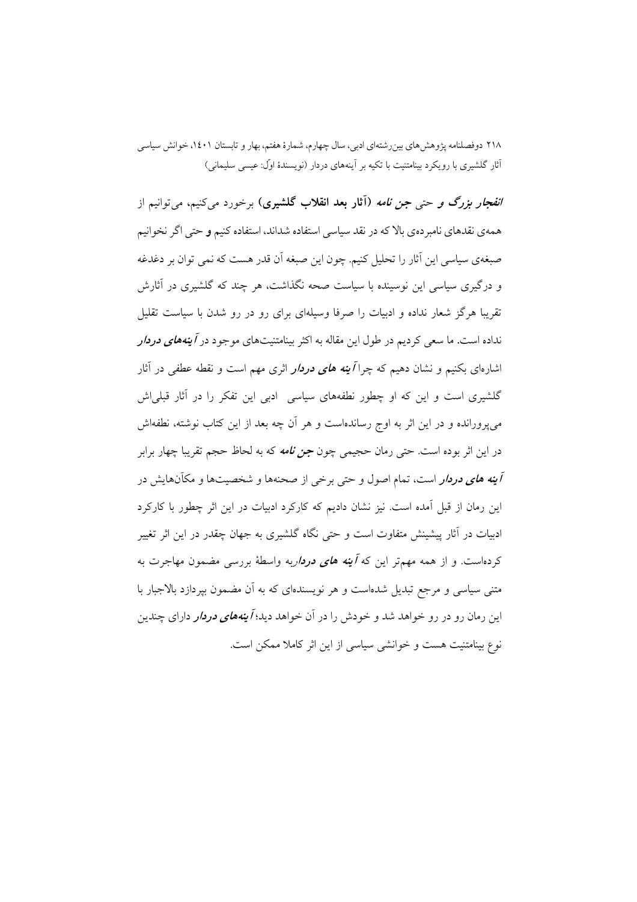***انفجار بزرگ*** و حتی ***جن نامه*** **(آثار بعد انقلاب گلشیری)** برخورد می‌کنیم، می‌توانیم از همه‌ی نقدهای نامبرده‌ی بالا که در نقد سیاسی استفاده شداند، استفاده کنیم و حتی اگر نخوانیم صبغه‌ی سیاسی این آثار را تحلیل کنیم. چون این صبغه آن قدر هست که نمی توان بر دغدغه و درگیری سیاسی این نوسینده با سیاست صحه نگذاشت، هر چند که گلشیری در آثارش تقریبا هرگز شعار نداده و ادبیات را صرفا وسیله‌ای برای رو در رو شدن با سیاست تقلیل نداده است. ما سعی کردیم در طول این مقاله به اکثر بینامتنیت‌های موجود در ***آینه‌های دردار*** اشاره‌ای بکنیم و نشان دهیم که چرا ***آینه های دردار*** اثری مهم است و نقطه عطفی در آثار گلشیری است و این که او چطور نطفه‌های سیاسی ادبی این تفکر را در آثار قبلی‌اش می‌پرورانده و در این اثر به اوج رسانده‌است و هر آن چه بعد از این کتاب نوشته، نطفه‌اش در این اثر بوده است. حتی رمان حجیمی چون ***جن نامه*** که به لحاظ حجم تقریبا چهار برابر ***آینه های دردار*** است، تمام اصول و حتی برخی از صحنه‌ها و شخصیت‌ها و مکآن‌هایش در این رمان از قبل آمده است. نیز نشان دادیم که کارکرد ادبیات در این اثر چطور با کارکرد ادبیات در آثار پیشینش متفاوت است و حتی نگاه گلشیری به جهان چقدر در این اثر تغییر کرده‌است. و از همه مهم‌تر این که ***آینه های دردار***به واسطهٔ بررسی مضمون مهاجرت به متنی سیاسی و مرجع تبدیل شده‌است و هر نویسنده‌ای که به آن مضمون بپردازد بالاجبار با این رمان رو در رو خواهد شد و خودش را در آن خواهد دید؛ ***آینه‌های دردار*** دارای چندین نوع بینامتنیت هست و خوانشی سیاسی از این اثر کاملا ممکن است.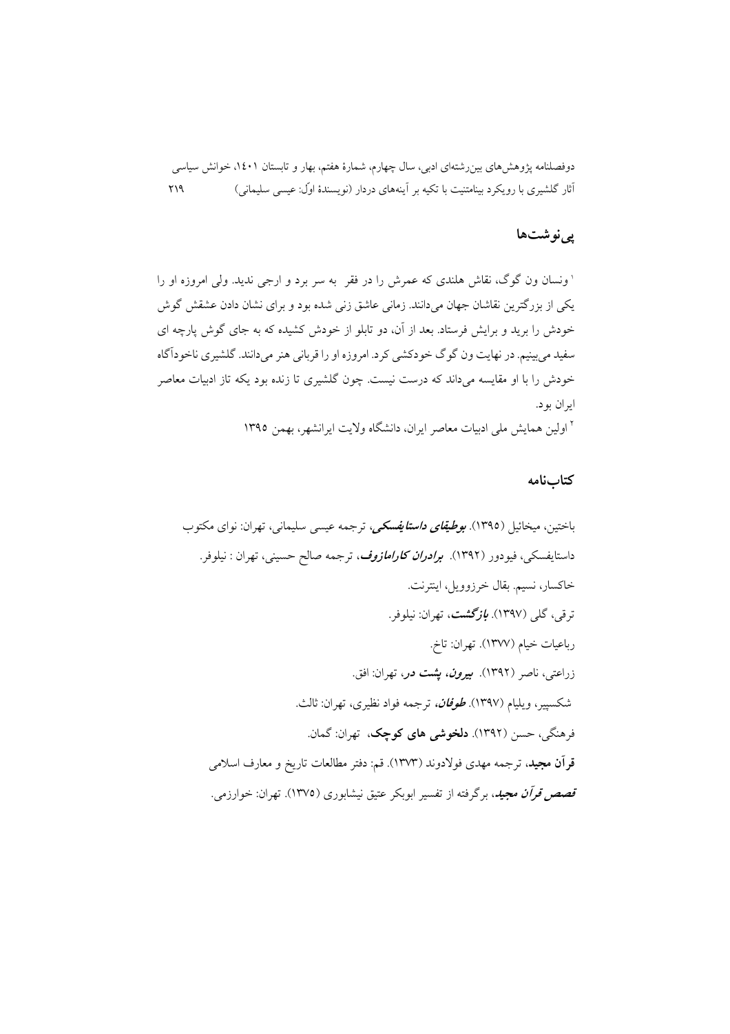## پی‌نوشت‌ها

[1] ونسان ون گوگ، نقاش هلندی که عمرش را در فقر به سر برد و ارجی ندید. ولی امروزه او را یکی از بزرگترین نقاشان جهان می‌دانند. زمانی عاشق زنی شده بود و برای نشان دادن عشقش گوش خودش را برید و برایش فرستاد. بعد از آن، دو تابلو از خودش کشیده که به جای گوش پارچه ای سفید می‌بینیم. در نهایت ون گوگ خودکشی کرد. امروزه او را قربانی هنر می‌دانند. گلشیری ناخودآگاه خودش را با او مقایسه می‌داند که درست نیست. چون گلشیری تا زنده بود یکه تاز ادبیات معاصر ایران بود.

[2] اولین همایش ملی ادبیات معاصر ایران، دانشگاه ولایت ایرانشهر، بهمن ۱۳۹۵

## کتاب‌نامه

باختین، میخائیل (۱۳۹۵). ***بوطیقای داستایفسکی***، ترجمه عیسی سلیمانی، تهران: نوای مکتوب

داستایفسکی، فیودور (۱۳۹۲). ***برادران کارامازوف***، ترجمه صالح حسینی، تهران : نیلوفر.

خاکسار، نسیم. بقال خرزوویل، اینترنت.

ترقی، گلی (۱۳۹۷). ***بازگشت***، تهران: نیلوفر.

رباعیات خیام (۱۳۷۷). تهران: تاخ.

زراعتی، ناصر (۱۳۹۲). ***بیرون، پشت در***، تهران: افق.

شکسپیر، ویلیام (۱۳۹۷). ***طوفان***، ترجمه فواد نظیری، تهران: ثالث.

فرهنگی، حسن (۱۳۹۲). **دلخوشی های کوچک**، تهران: گمان.

**قرآن مجید**، ترجمه مهدی فولادوند (۱۳۷۳). قم: دفتر مطالعات تاریخ و معارف اسلامی

***قصص قرآن مجید***، برگرفته از تفسیر ابوبکر عتیق نیشابوری (۱۳۷۵). تهران: خوارزمی.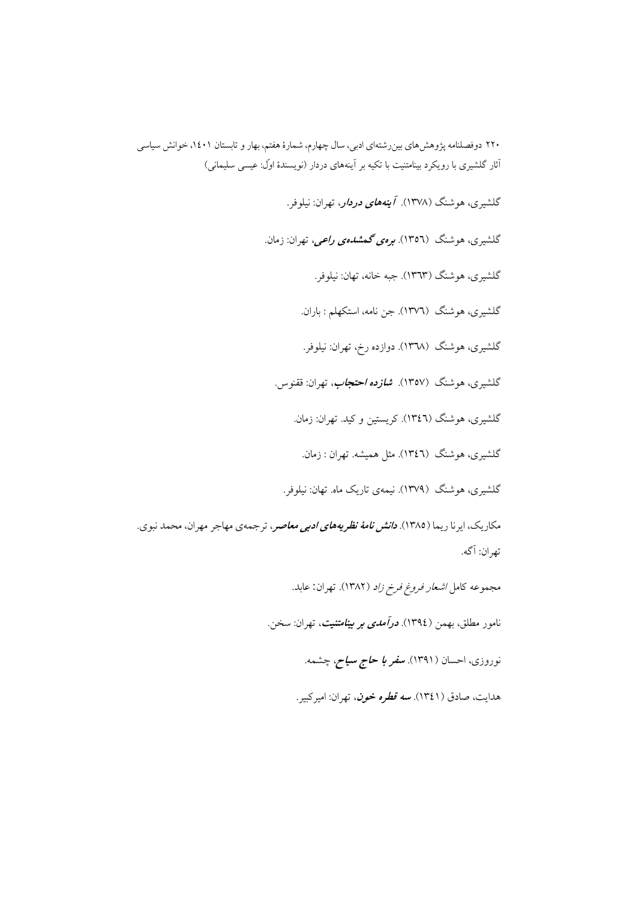گلشیری، هوشنگ (۱۳۷۸). ***آینه‌های دردار***، تهران: نیلوفر.

گلشیری، هوشنگ (۱۳۵٦). ***بره‌ی گمشده‌ی راعی***، تهران: زمان.

گلشیری، هوشنگ (۱۳٦۳). جبه خانه، تهان: نیلوفر.

گلشیری، هوشنگ (۱۳۷٦). جن نامه، استکهلم : باران.

گلشیری، هوشنگ (۱۳٦۸). دوازده رخ، تهران: نیلوفر.

گلشیری، هوشنگ (۱۳۵۷). ***شازده احتجاب***، تهران: ققنوس.

گلشیری، هوشنگ (۱۳٤٦). کریستین و کید. تهران: زمان.

گلشیری، هوشنگ (۱۳٤٦). مثل همیشه. تهران : زمان.

گلشیری، هوشنگ (۱۳۷۹). نیمه‌ی تاریک ماه. تهان: نیلوفر.

مکاریک، ایرنا ریما (۱۳۸۵). ***دانش نامهٔ نظریه‌های ادبی معاصر***، ترجمه‌ی مهاجر مهران، محمد نبوی. تهران: آگه.

مجموعه کامل *اشعار فروغ فرخ زاد* (۱۳۸۲). تهران: عابد.

نامور مطلق، بهمن (۱۳۹٤). ***درآمدی بر بینامتنیت***، تهران: سخن.

نوروزی، احسان (۱۳۹۱). ***سفر با حاج سیاح***، چشمه.

هدایت، صادق (۱۳٤۱). ***سه قطره خون***، تهران: امیرکبیر.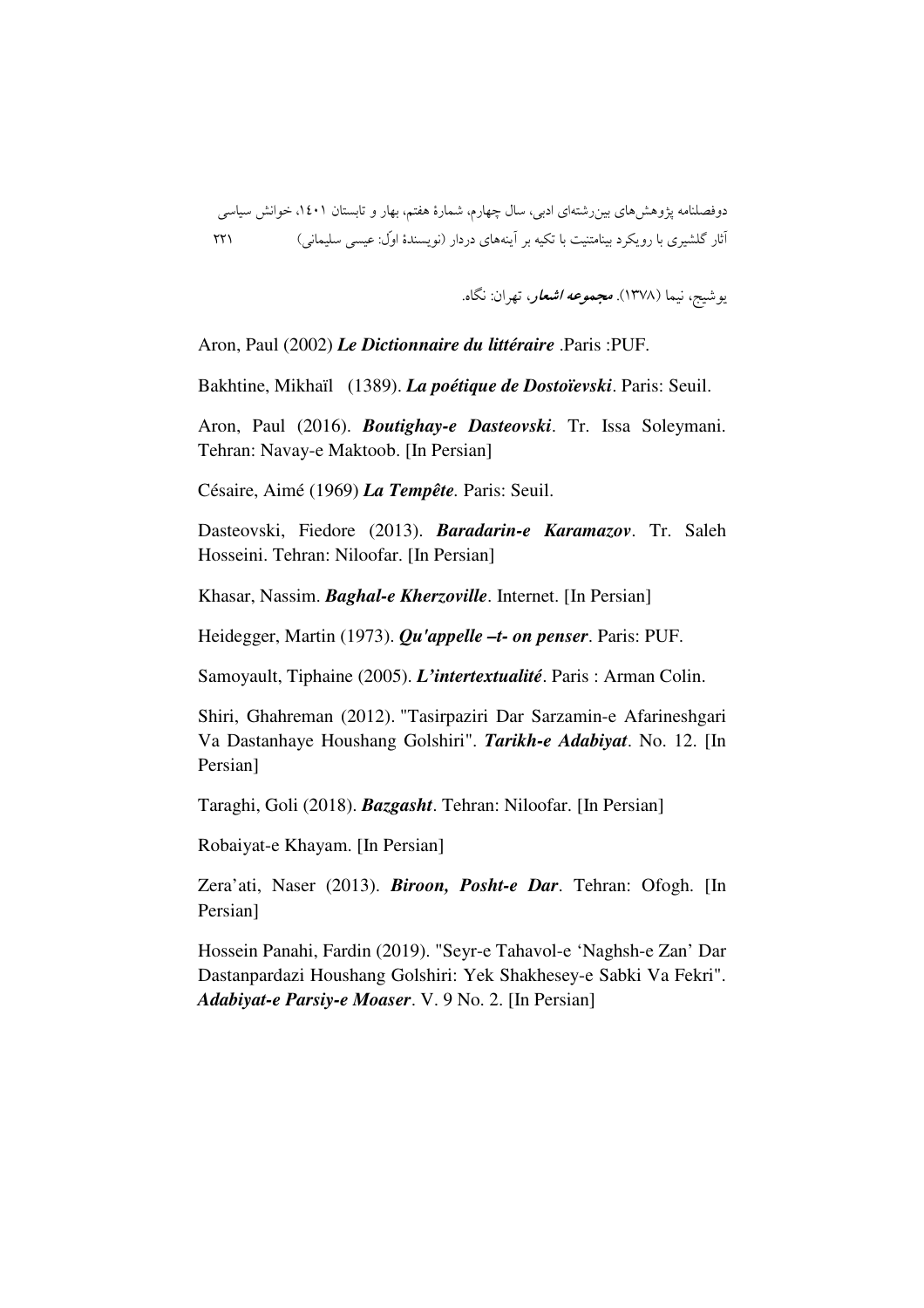یوشیج، نیما (۱۳۷۸). ***مجموعه اشعار***، تهران: نگاه.

Aron, Paul (2002) ***Le Dictionnaire du littéraire*** .Paris :PUF.

Bakhtine, Mikhaïl (1389). ***La poétique de Dostoïevski***. Paris: Seuil.

Aron, Paul (2016). ***Boutighay-e Dasteovski***. Tr. Issa Soleymani. Tehran: Navay-e Maktoob. [In Persian]

Césaire, Aimé (1969) ***La Tempête***. Paris: Seuil.

Dasteovski, Fiedore (2013). ***Baradarin-e Karamazov***. Tr. Saleh Hosseini. Tehran: Niloofar. [In Persian]

Khasar, Nassim. ***Baghal-e Kherzoville***. Internet. [In Persian]

Heidegger, Martin (1973). ***Qu'appelle –t- on penser***. Paris: PUF.

Samoyault, Tiphaine (2005). ***L'intertextualité***. Paris : Arman Colin.

Shiri, Ghahreman (2012). "Tasirpaziri Dar Sarzamin-e Afarineshgari Va Dastanhaye Houshang Golshiri". ***Tarikh-e Adabiyat***. No. 12. [In Persian]

Taraghi, Goli (2018). ***Bazgasht***. Tehran: Niloofar. [In Persian]

Robaiyat-e Khayam. [In Persian]

Zera'ati, Naser (2013). ***Biroon, Posht-e Dar***. Tehran: Ofogh. [In Persian]

Hossein Panahi, Fardin (2019). "Seyr-e Tahavol-e 'Naghsh-e Zan' Dar Dastanpardazi Houshang Golshiri: Yek Shakhesey-e Sabki Va Fekri". ***Adabiyat-e Parsiy-e Moaser***. V. 9 No. 2. [In Persian]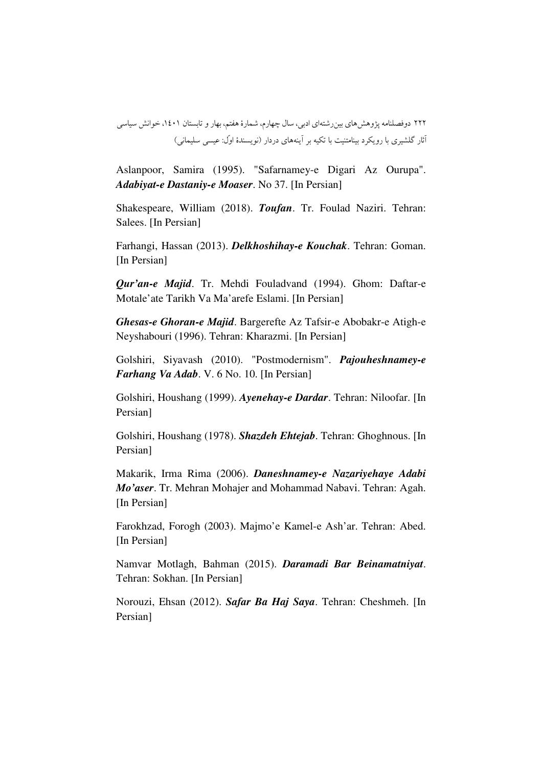Aslanpoor, Samira (1995). "Safarnamey-e Digari Az Ourupa". ***Adabiyat-e Dastaniy-e Moaser***. No 37. [In Persian]

Shakespeare, William (2018). ***Toufan***. Tr. Foulad Naziri. Tehran: Salees. [In Persian]

Farhangi, Hassan (2013). ***Delkhoshihay-e Kouchak***. Tehran: Goman. [In Persian]

***Qur'an-e Majid***. Tr. Mehdi Fouladvand (1994). Ghom: Daftar-e Motale'ate Tarikh Va Ma'arefe Eslami. [In Persian]

***Ghesas-e Ghoran-e Majid***. Bargerefte Az Tafsir-e Abobakr-e Atigh-e Neyshabouri (1996). Tehran: Kharazmi. [In Persian]

Golshiri, Siyavash (2010). "Postmodernism". ***Pajouheshnamey-e Farhang Va Adab***. V. 6 No. 10. [In Persian]

Golshiri, Houshang (1999). ***Ayenehay-e Dardar***. Tehran: Niloofar. [In Persian]

Golshiri, Houshang (1978). ***Shazdeh Ehtejab***. Tehran: Ghoghnous. [In Persian]

Makarik, Irma Rima (2006). ***Daneshnamey-e Nazariyehaye Adabi Mo'aser***. Tr. Mehran Mohajer and Mohammad Nabavi. Tehran: Agah. [In Persian]

Farokhzad, Forogh (2003). Majmo'e Kamel-e Ash'ar. Tehran: Abed. [In Persian]

Namvar Motlagh, Bahman (2015). ***Daramadi Bar Beinamatniyat***. Tehran: Sokhan. [In Persian]

Norouzi, Ehsan (2012). ***Safar Ba Haj Saya***. Tehran: Cheshmeh. [In Persian]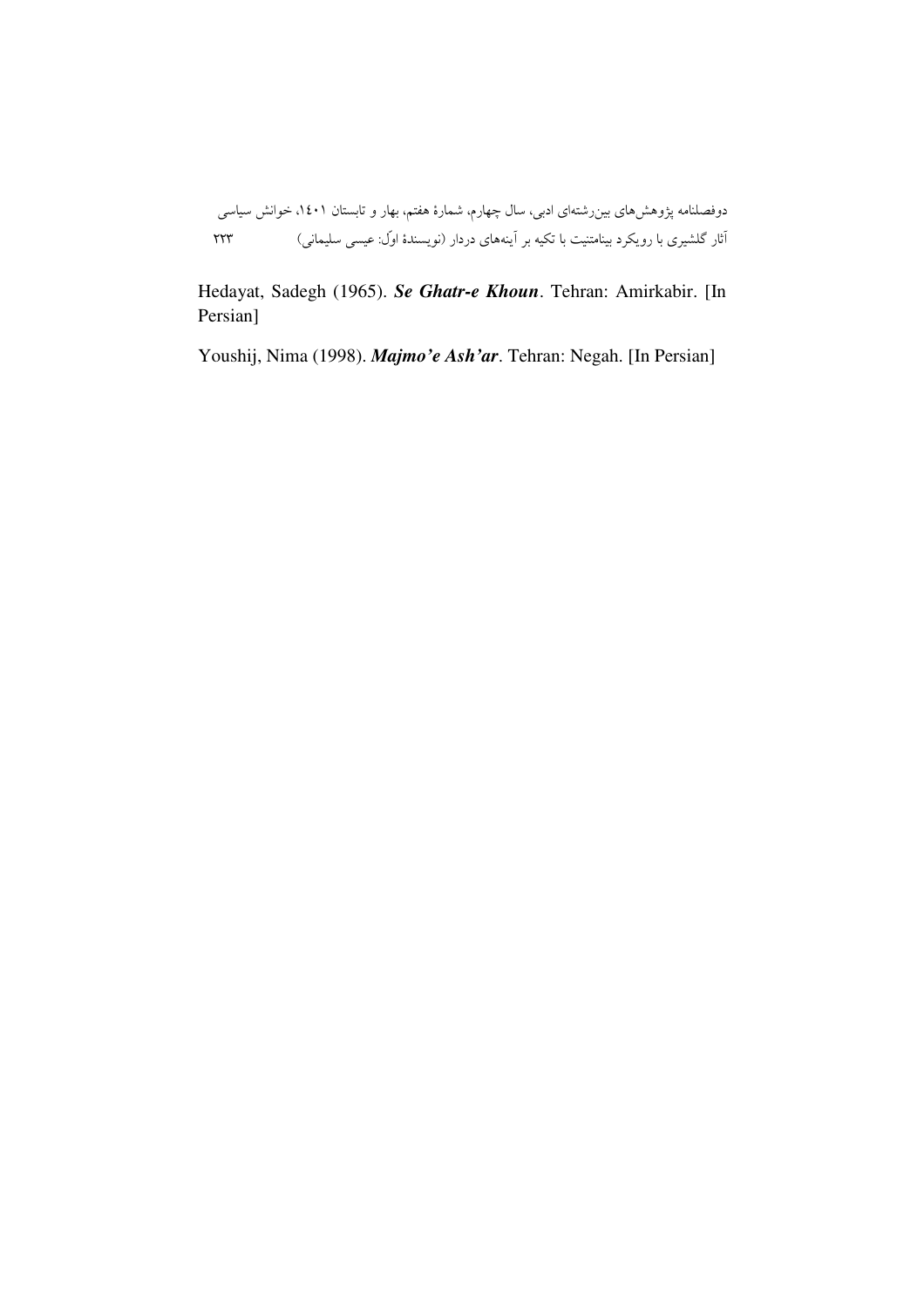Hedayat, Sadegh (1965). ***Se Ghatr-e Khoun***. Tehran: Amirkabir. [In Persian]

Youshij, Nima (1998). ***Majmo'e Ash'ar***. Tehran: Negah. [In Persian]